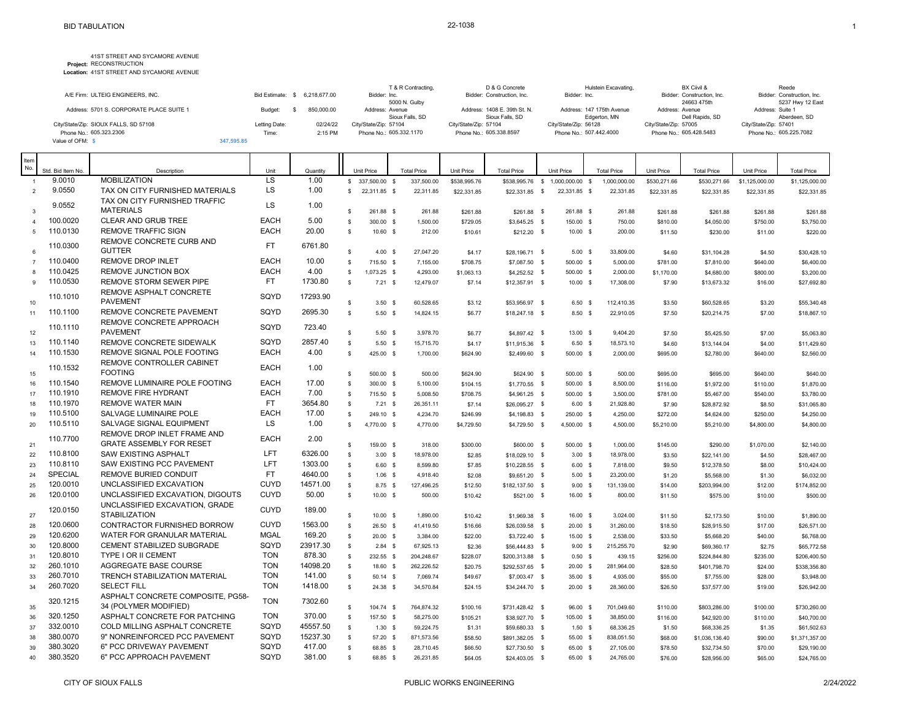BID TABULATION

22-1038

**Project:** 41ST STREET AND SYCAMORE AVENUE RECONSTRUCTION
**Location:** 41ST STREET AND SYCAMORE AVENUE

| | | | | | |
|---|---|---|---|---|---|
| A/E Firm: ULTEIG ENGINEERS, INC. | Bid Estimate: $ 6,218,677.00 | Bidder: T & R Contracting, Inc. | Bidder: D & G Concrete Construction, Inc. | Bidder: Hulstein Excavating, Inc. | Bidder: BX Ciivil & Construction, Inc. | Bidder: Reede Construction, Inc. |
| Address: 5701 S. CORPORATE PLACE SUITE 1 | Budget: $ 850,000.00 | Address: 5000 N. Gulby Avenue | Address: 1408 E. 39th St. N. | Address: 147 175th Avenue | Address: 24663 475th Avenue | Address: 5237 Hwy 12 East Suite 1 |
| City/State/Zip: SIOUX FALLS, SD 57108 | Letting Date: 02/24/22 | City/State/Zip: Sioux Falls, SD 57104 | City/State/Zip: Sioux Falls, SD 57104 | City/State/Zip: Edgerton, MN 56128 | City/State/Zip: Dell Rapids, SD 57005 | City/State/Zip: Aberdeen, SD 57401 |
| Phone No.: 605.323.2306 | Time: 2:15 PM | Phone No.: 605.332.1170 | Phone No.: 605.338.8597 | Phone No.: 507.442.4000 | Phone No.: 605.428.5483 | Phone No.: 605.225.7082 |
| Value of OFM: $ 347,595.85 | | | | | | |

| Item No. | Std. Bid Item No. | Description | Unit | Quantity | T & R Unit Price | T & R Total Price | D & G Unit Price | D & G Total Price | Hulstein Unit Price | Hulstein Total Price | BX Unit Price | BX Total Price | Reede Unit Price | Reede Total Price |
|---|---|---|---|---|---|---|---|---|---|---|---|---|---|---|
| 1 | 9.0010 | MOBILIZATION | LS | 1.00 | $ 337,500.00 | $ 337,500.00 | $538,995.76 | $538,995.76 | $ 1,000,000.00 | $ 1,000,000.00 | $530,271.66 | $530,271.66 | $1,125,000.00 | $1,125,000.00 |
| 2 | 9.0550 | TAX ON CITY FURNISHED MATERIALS | LS | 1.00 | $ 22,311.85 | $ 22,311.85 | $22,331.85 | $22,331.85 | $ 22,331.85 | $ 22,331.85 | $22,331.85 | $22,331.85 | $22,331.85 | $22,331.85 |
| 3 | 9.0552 | TAX ON CITY FURNISHED TRAFFIC MATERIALS | LS | 1.00 | $ 261.88 | $ 261.88 | $261.88 | $261.88 | $ 261.88 | $ 261.88 | $261.88 | $261.88 | $261.88 | $261.88 |
| 4 | 100.0020 | CLEAR AND GRUB TREE | EACH | 5.00 | $ 300.00 | $ 1,500.00 | $729.05 | $3,645.25 | $ 150.00 | $ 750.00 | $810.00 | $4,050.00 | $750.00 | $3,750.00 |
| 5 | 110.0130 | REMOVE TRAFFIC SIGN | EACH | 20.00 | $ 10.60 | $ 212.00 | $10.61 | $212.20 | $ 10.00 | $ 200.00 | $11.50 | $230.00 | $11.00 | $220.00 |
| 6 | 110.0300 | REMOVE CONCRETE CURB AND GUTTER | FT | 6761.80 | $ 4.00 | $ 27,047.20 | $4.17 | $28,196.71 | $ 5.00 | $ 33,809.00 | $4.60 | $31,104.28 | $4.50 | $30,428.10 |
| 7 | 110.0400 | REMOVE DROP INLET | EACH | 10.00 | $ 715.50 | $ 7,155.00 | $708.75 | $7,087.50 | $ 500.00 | $ 5,000.00 | $781.00 | $7,810.00 | $640.00 | $6,400.00 |
| 8 | 110.0425 | REMOVE JUNCTION BOX | EACH | 4.00 | $ 1,073.25 | $ 4,293.00 | $1,063.13 | $4,252.52 | $ 500.00 | $ 2,000.00 | $1,170.00 | $4,680.00 | $800.00 | $3,200.00 |
| 9 | 110.0530 | REMOVE STORM SEWER PIPE | FT | 1730.80 | $ 7.21 | $ 12,479.07 | $7.14 | $12,357.91 | $ 10.00 | $ 17,308.00 | $7.90 | $13,673.32 | $16.00 | $27,692.80 |
| 10 | 110.1010 | REMOVE ASPHALT CONCRETE PAVEMENT | SQYD | 17293.90 | $ 3.50 | $ 60,528.65 | $3.12 | $53,956.97 | $ 6.50 | $ 112,410.35 | $3.50 | $60,528.65 | $3.20 | $55,340.48 |
| 11 | 110.1100 | REMOVE CONCRETE PAVEMENT | SQYD | 2695.30 | $ 5.50 | $ 14,824.15 | $6.77 | $18,247.18 | $ 8.50 | $ 22,910.05 | $7.50 | $20,214.75 | $7.00 | $18,867.10 |
| 12 | 110.1110 | REMOVE CONCRETE APPROACH PAVEMENT | SQYD | 723.40 | $ 5.50 | $ 3,978.70 | $6.77 | $4,897.42 | $ 13.00 | $ 9,404.20 | $7.50 | $5,425.50 | $7.00 | $5,063.80 |
| 13 | 110.1140 | REMOVE CONCRETE SIDEWALK | SQYD | 2857.40 | $ 5.50 | $ 15,715.70 | $4.17 | $11,915.36 | $ 6.50 | $ 18,573.10 | $4.60 | $13,144.04 | $4.00 | $11,429.60 |
| 14 | 110.1530 | REMOVE SIGNAL POLE FOOTING | EACH | 4.00 | $ 425.00 | $ 1,700.00 | $624.90 | $2,499.60 | $ 500.00 | $ 2,000.00 | $695.00 | $2,780.00 | $640.00 | $2,560.00 |
| 15 | 110.1532 | REMOVE CONTROLLER CABINET FOOTING | EACH | 1.00 | $ 500.00 | $ 500.00 | $624.90 | $624.90 | $ 500.00 | $ 500.00 | $695.00 | $695.00 | $640.00 | $640.00 |
| 16 | 110.1540 | REMOVE LUMINAIRE POLE FOOTING | EACH | 17.00 | $ 300.00 | $ 5,100.00 | $104.15 | $1,770.55 | $ 500.00 | $ 8,500.00 | $116.00 | $1,972.00 | $110.00 | $1,870.00 |
| 17 | 110.1910 | REMOVE FIRE HYDRANT | EACH | 7.00 | $ 715.50 | $ 5,008.50 | $708.75 | $4,961.25 | $ 500.00 | $ 3,500.00 | $781.00 | $5,467.00 | $540.00 | $3,780.00 |
| 18 | 110.1970 | REMOVE WATER MAIN | FT | 3654.80 | $ 7.21 | $ 26,351.11 | $7.14 | $26,095.27 | $ 6.00 | $ 21,928.80 | $7.90 | $28,872.92 | $8.50 | $31,065.80 |
| 19 | 110.5100 | SALVAGE LUMINAIRE POLE | EACH | 17.00 | $ 249.10 | $ 4,234.70 | $246.99 | $4,198.83 | $ 250.00 | $ 4,250.00 | $272.00 | $4,624.00 | $250.00 | $4,250.00 |
| 20 | 110.5110 | SALVAGE SIGNAL EQUIPMENT | LS | 1.00 | $ 4,770.00 | $ 4,770.00 | $4,729.50 | $4,729.50 | $ 4,500.00 | $ 4,500.00 | $5,210.00 | $5,210.00 | $4,800.00 | $4,800.00 |
| 21 | 110.7700 | REMOVE DROP INLET FRAME AND GRATE ASSEMBLY FOR RESET | EACH | 2.00 | $ 159.00 | $ 318.00 | $300.00 | $600.00 | $ 500.00 | $ 1,000.00 | $145.00 | $290.00 | $1,070.00 | $2,140.00 |
| 22 | 110.8100 | SAW EXISTING ASPHALT | LFT | 6326.00 | $ 3.00 | $ 18,978.00 | $2.85 | $18,029.10 | $ 3.00 | $ 18,978.00 | $3.50 | $22,141.00 | $4.50 | $28,467.00 |
| 23 | 110.8110 | SAW EXISTING PCC PAVEMENT | LFT | 1303.00 | $ 6.60 | $ 8,599.80 | $7.85 | $10,228.55 | $ 6.00 | $ 7,818.00 | $9.50 | $12,378.50 | $8.00 | $10,424.00 |
| 24 | SPECIAL | REMOVE BURIED CONDUIT | FT | 4640.00 | $ 1.06 | $ 4,918.40 | $2.08 | $9,651.20 | $ 5.00 | $ 23,200.00 | $1.20 | $5,568.00 | $1.30 | $6,032.00 |
| 25 | 120.0010 | UNCLASSIFIED EXCAVATION | CUYD | 14571.00 | $ 8.75 | $ 127,496.25 | $12.50 | $182,137.50 | $ 9.00 | $ 131,139.00 | $14.00 | $203,994.00 | $12.00 | $174,852.00 |
| 26 | 120.0100 | UNCLASSIFIED EXCAVATION, DIGOUTS | CUYD | 50.00 | $ 10.00 | $ 500.00 | $10.42 | $521.00 | $ 16.00 | $ 800.00 | $11.50 | $575.00 | $10.00 | $500.00 |
| 27 | 120.0150 | UNCLASSIFIED EXCAVATION, GRADE STABILIZATION | CUYD | 189.00 | $ 10.00 | $ 1,890.00 | $10.42 | $1,969.38 | $ 16.00 | $ 3,024.00 | $11.50 | $2,173.50 | $10.00 | $1,890.00 |
| 28 | 120.0600 | CONTRACTOR FURNISHED BORROW | CUYD | 1563.00 | $ 26.50 | $ 41,419.50 | $16.66 | $26,039.58 | $ 20.00 | $ 31,260.00 | $18.50 | $28,915.50 | $17.00 | $26,571.00 |
| 29 | 120.6200 | WATER FOR GRANULAR MATERIAL | MGAL | 169.20 | $ 20.00 | $ 3,384.00 | $22.00 | $3,722.40 | $ 15.00 | $ 2,538.00 | $33.50 | $5,668.20 | $40.00 | $6,768.00 |
| 30 | 120.8000 | CEMENT STABILIZED SUBGRADE | SQYD | 23917.30 | $ 2.84 | $ 67,925.13 | $2.36 | $56,444.83 | $ 9.00 | $ 215,255.70 | $2.90 | $69,360.17 | $2.75 | $65,772.58 |
| 31 | 120.8010 | TYPE I OR II CEMENT | TON | 878.30 | $ 232.55 | $ 204,248.67 | $228.07 | $200,313.88 | $ 0.50 | $ 439.15 | $256.00 | $224,844.80 | $235.00 | $206,400.50 |
| 32 | 260.1010 | AGGREGATE BASE COURSE | TON | 14098.20 | $ 18.60 | $ 262,226.52 | $20.75 | $292,537.65 | $ 20.00 | $ 281,964.00 | $28.50 | $401,798.70 | $24.00 | $338,356.80 |
| 33 | 260.7010 | TRENCH STABILIZATION MATERIAL | TON | 141.00 | $ 50.14 | $ 7,069.74 | $49.67 | $7,003.47 | $ 35.00 | $ 4,935.00 | $55.00 | $7,755.00 | $28.00 | $3,948.00 |
| 34 | 260.7020 | SELECT FILL | TON | 1418.00 | $ 24.38 | $ 34,570.84 | $24.15 | $34,244.70 | $ 20.00 | $ 28,360.00 | $26.50 | $37,577.00 | $19.00 | $26,942.00 |
| 35 | 320.1215 | ASPHALT CONCRETE COMPOSITE, PG58-34 (POLYMER MODIFIED) | TON | 7302.60 | $ 104.74 | $ 764,874.32 | $100.16 | $731,428.42 | $ 96.00 | $ 701,049.60 | $110.00 | $803,286.00 | $100.00 | $730,260.00 |
| 36 | 320.1250 | ASPHALT CONCRETE FOR PATCHING | TON | 370.00 | $ 157.50 | $ 58,275.00 | $105.21 | $38,927.70 | $ 105.00 | $ 38,850.00 | $116.00 | $42,920.00 | $110.00 | $40,700.00 |
| 37 | 332.0010 | COLD MILLING ASPHALT CONCRETE | SQYD | 45557.50 | $ 1.30 | $ 59,224.75 | $1.31 | $59,680.33 | $ 1.50 | $ 68,336.25 | $1.50 | $68,336.25 | $1.35 | $61,502.63 |
| 38 | 380.0070 | 9" NONREINFORCED PCC PAVEMENT | SQYD | 15237.30 | $ 57.20 | $ 871,573.56 | $58.50 | $891,382.05 | $ 55.00 | $ 838,051.50 | $68.00 | $1,036,136.40 | $90.00 | $1,371,357.00 |
| 39 | 380.3020 | 6" PCC DRIVEWAY PAVEMENT | SQYD | 417.00 | $ 68.85 | $ 28,710.45 | $66.50 | $27,730.50 | $ 65.00 | $ 27,105.00 | $78.50 | $32,734.50 | $70.00 | $29,190.00 |
| 40 | 380.3520 | 6" PCC APPROACH PAVEMENT | SQYD | 381.00 | $ 68.85 | $ 26,231.85 | $64.05 | $24,403.05 | $ 65.00 | $ 24,765.00 | $76.00 | $28,956.00 | $65.00 | $24,765.00 |

CITY OF SIOUX FALLS — PUBLIC WORKS ENGINEERING — 2/24/2022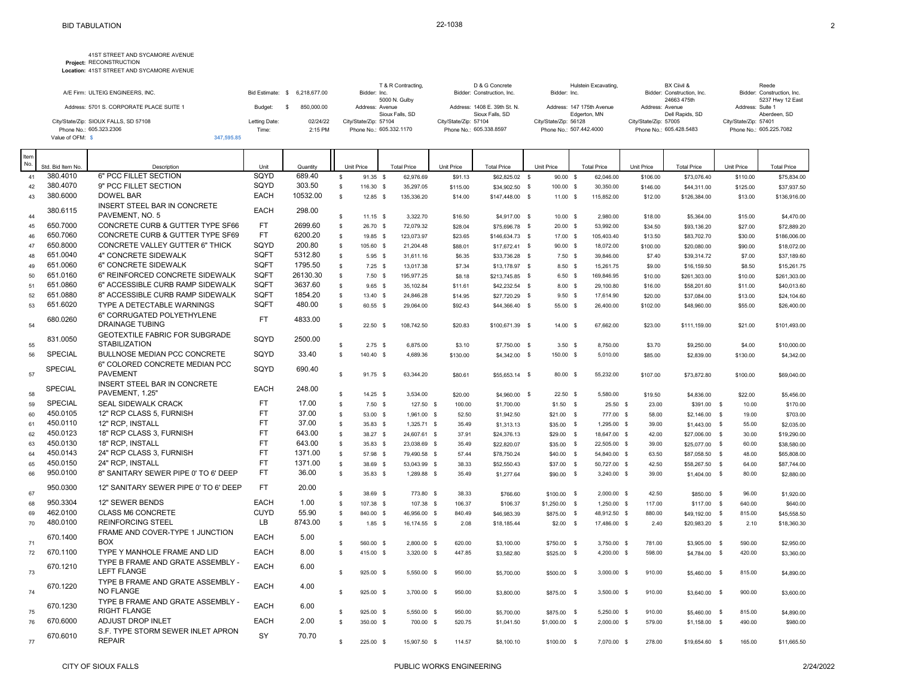BID TABULATION

22-1038

**Project:** 41ST STREET AND SYCAMORE AVENUE RECONSTRUCTION
**Location:** 41ST STREET AND SYCAMORE AVENUE

A/E Firm: ULTEIG ENGINEERS, INC.
Address: 5701 S. CORPORATE PLACE SUITE 1
City/State/Zip: SIOUX FALLS, SD 57108
Phone No.: 605.323.2306
Value of OFM: $ 347,595.85

Bid Estimate: $ 6,218,677.00
Budget: $ 850,000.00
Letting Date: 02/24/22
Time: 2:15 PM

| Bidder | Address | City/State/Zip | Phone No. |
|---|---|---|---|
| T & R Contracting, Inc. | 5000 N. Gulby Avenue | Sioux Falls, SD 57104 | 605.332.1170 |
| D & G Concrete Construction, Inc. | 1408 E. 39th St. N. | Sioux Falls, SD 57104 | 605.338.8597 |
| Hulstein Excavating, Inc. | 147 175th Avenue | Edgerton, MN 56128 | 507.442.4000 |
| BX Civil & Construction, Inc. | 24663 475th Avenue | Dell Rapids, SD 57005 | 605.428.5483 |
| Reede Construction, Inc. | 5237 Hwy 12 East Suite 1 | Aberdeen, SD 57401 | 605.225.7082 |

| Item No. | Std. Bid Item No. | Description | Unit | Quantity | T & R Unit Price | T & R Total Price | D & G Unit Price | D & G Total Price | Hulstein Unit Price | Hulstein Total Price | BX Civil Unit Price | BX Civil Total Price | Reede Unit Price | Reede Total Price |
|---|---|---|---|---|---|---|---|---|---|---|---|---|---|---|
| 41 | 380.4010 | 6" PCC FILLET SECTION | SQYD | 689.40 | $ 91.35 | $ 62,976.69 | $91.13 | $62,825.02 | $ 90.00 | $ 62,046.00 | $106.00 | $73,076.40 | $110.00 | $75,834.00 |
| 42 | 380.4070 | 9" PCC FILLET SECTION | SQYD | 303.50 | $ 116.30 | $ 35,297.05 | $115.00 | $34,902.50 | $ 100.00 | $ 30,350.00 | $146.00 | $44,311.00 | $125.00 | $37,937.50 |
| 43 | 380.6000 | DOWEL BAR | EACH | 10532.00 | $ 12.85 | $ 135,336.20 | $14.00 | $147,448.00 | $ 11.00 | $ 115,852.00 | $12.00 | $126,384.00 | $13.00 | $136,916.00 |
| 44 | 380.6115 | INSERT STEEL BAR IN CONCRETE PAVEMENT, NO. 5 | EACH | 298.00 | $ 11.15 | $ 3,322.70 | $16.50 | $4,917.00 | $ 10.00 | $ 2,980.00 | $18.00 | $5,364.00 | $15.00 | $4,470.00 |
| 45 | 650.7000 | CONCRETE CURB & GUTTER TYPE SF66 | FT | 2699.60 | $ 26.70 | $ 72,079.32 | $28.04 | $75,696.78 | $ 20.00 | $ 53,992.00 | $34.50 | $93,136.20 | $27.00 | $72,889.20 |
| 46 | 650.7060 | CONCRETE CURB & GUTTER TYPE SF69 | FT | 6200.20 | $ 19.85 | $ 123,073.97 | $23.65 | $146,634.73 | $ 17.00 | $ 105,403.40 | $13.50 | $83,702.70 | $30.00 | $186,006.00 |
| 47 | 650.8000 | CONCRETE VALLEY GUTTER 6" THICK | SQYD | 200.80 | $ 105.60 | $ 21,204.48 | $88.01 | $17,672.41 | $ 90.00 | $ 18,072.00 | $100.00 | $20,080.00 | $90.00 | $18,072.00 |
| 48 | 651.0040 | 4" CONCRETE SIDEWALK | SQFT | 5312.80 | $ 5.95 | $ 31,611.16 | $6.35 | $33,736.28 | $ 7.50 | $ 39,846.00 | $7.40 | $39,314.72 | $7.00 | $37,189.60 |
| 49 | 651.0060 | 6" CONCRETE SIDEWALK | SQFT | 1795.50 | $ 7.25 | $ 13,017.38 | $7.34 | $13,178.97 | $ 8.50 | $ 15,261.75 | $9.00 | $16,159.50 | $8.50 | $15,261.75 |
| 50 | 651.0160 | 6" REINFORCED CONCRETE SIDEWALK | SQFT | 26130.30 | $ 7.50 | $ 195,977.25 | $8.18 | $213,745.85 | $ 6.50 | $ 169,846.95 | $10.00 | $261,303.00 | $10.00 | $261,303.00 |
| 51 | 651.0860 | 6" ACCESSIBLE CURB RAMP SIDEWALK | SQFT | 3637.60 | $ 9.65 | $ 35,102.84 | $11.61 | $42,232.54 | $ 8.00 | $ 29,100.80 | $16.00 | $58,201.60 | $11.00 | $40,013.60 |
| 52 | 651.0880 | 8" ACCESSIBLE CURB RAMP SIDEWALK | SQFT | 1854.20 | $ 13.40 | $ 24,846.28 | $14.95 | $27,720.29 | $ 9.50 | $ 17,614.90 | $20.00 | $37,084.00 | $13.00 | $24,104.60 |
| 53 | 651.6020 | TYPE A DETECTABLE WARNINGS | SQFT | 480.00 | $ 60.55 | $ 29,064.00 | $92.43 | $44,366.40 | $ 55.00 | $ 26,400.00 | $102.00 | $48,960.00 | $55.00 | $26,400.00 |
| 54 | 680.0260 | 6" CORRUGATED POLYETHYLENE DRAINAGE TUBING | FT | 4833.00 | $ 22.50 | $ 108,742.50 | $20.83 | $100,671.39 | $ 14.00 | $ 67,662.00 | $23.00 | $111,159.00 | $21.00 | $101,493.00 |
| 55 | 831.0050 | GEOTEXTILE FABRIC FOR SUBGRADE STABILIZATION | SQYD | 2500.00 | $ 2.75 | $ 6,875.00 | $3.10 | $7,750.00 | $ 3.50 | $ 8,750.00 | $3.70 | $9,250.00 | $4.00 | $10,000.00 |
| 56 | SPECIAL | BULLNOSE MEDIAN PCC CONCRETE | SQYD | 33.40 | $ 140.40 | $ 4,689.36 | $130.00 | $4,342.00 | $ 150.00 | $ 5,010.00 | $85.00 | $2,839.00 | $130.00 | $4,342.00 |
| 57 | SPECIAL | 6" COLORED CONCRETE MEDIAN PCC PAVEMENT | SQYD | 690.40 | $ 91.75 | $ 63,344.20 | $80.61 | $55,653.14 | $ 80.00 | $ 55,232.00 | $107.00 | $73,872.80 | $100.00 | $69,040.00 |
| 58 | SPECIAL | INSERT STEEL BAR IN CONCRETE PAVEMENT, 1.25" | EACH | 248.00 | $ 14.25 | $ 3,534.00 | $20.00 | $4,960.00 | $ 22.50 | $ 5,580.00 | $19.50 | $4,836.00 | $22.00 | $5,456.00 |
| 59 | SPECIAL | SEAL SIDEWALK CRACK | FT | 17.00 | $ 7.50 | $ 127.50 | $ 100.00 | $1,700.00 | $1.50 | $ 25.50 | $ 23.00 | $391.00 | $ 10.00 | $170.00 |
| 60 | 450.0105 | 12" RCP CLASS 5, FURNISH | FT | 37.00 | $ 53.00 | $ 1,961.00 | $ 52.50 | $1,942.50 | $21.00 | $ 777.00 | $ 58.00 | $2,146.00 | $ 19.00 | $703.00 |
| 61 | 450.0110 | 12" RCP, INSTALL | FT | 37.00 | $ 35.83 | $ 1,325.71 | $ 35.49 | $1,313.13 | $35.00 | $ 1,295.00 | $ 39.00 | $1,443.00 | $ 55.00 | $2,035.00 |
| 62 | 450.0123 | 18" RCP CLASS 3, FURNISH | FT | 643.00 | $ 38.27 | $ 24,607.61 | $ 37.91 | $24,376.13 | $29.00 | $ 18,647.00 | $ 42.00 | $27,006.00 | $ 30.00 | $19,290.00 |
| 63 | 450.0130 | 18" RCP, INSTALL | FT | 643.00 | $ 35.83 | $ 23,038.69 | $ 35.49 | $22,820.07 | $35.00 | $ 22,505.00 | $ 39.00 | $25,077.00 | $ 60.00 | $38,580.00 |
| 64 | 450.0143 | 24" RCP CLASS 3, FURNISH | FT | 1371.00 | $ 57.98 | $ 79,490.58 | $ 57.44 | $78,750.24 | $40.00 | $ 54,840.00 | $ 63.50 | $87,058.50 | $ 48.00 | $65,808.00 |
| 65 | 450.0150 | 24" RCP, INSTALL | FT | 1371.00 | $ 38.69 | $ 53,043.99 | $ 38.33 | $52,550.43 | $37.00 | $ 50,727.00 | $ 42.50 | $58,267.50 | $ 64.00 | $87,744.00 |
| 66 | 950.0100 | 8" SANITARY SEWER PIPE 0' TO 6' DEEP | FT | 36.00 | $ 35.83 | $ 1,289.88 | $ 35.49 | $1,277.64 | $90.00 | $ 3,240.00 | $ 39.00 | $1,404.00 | $ 80.00 | $2,880.00 |
| 67 | 950.0300 | 12" SANITARY SEWER PIPE 0' TO 6' DEEP | FT | 20.00 | $ 38.69 | $ 773.80 | $ 38.33 | $766.60 | $100.00 | $ 2,000.00 | $ 42.50 | $850.00 | $ 96.00 | $1,920.00 |
| 68 | 950.3304 | 12" SEWER BENDS | EACH | 1.00 | $ 107.38 | $ 107.38 | $ 106.37 | $106.37 | $1,250.00 | $ 1,250.00 | $ 117.00 | $117.00 | $ 640.00 | $640.00 |
| 69 | 462.0100 | CLASS M6 CONCRETE | CUYD | 55.90 | $ 840.00 | $ 46,956.00 | $ 840.49 | $46,983.39 | $875.00 | $ 48,912.50 | $ 880.00 | $49,192.00 | $ 815.00 | $45,558.50 |
| 70 | 480.0100 | REINFORCING STEEL | LB | 8743.00 | $ 1.85 | $ 16,174.55 | $ 2.08 | $18,185.44 | $2.00 | $ 17,486.00 | $ 2.40 | $20,983.20 | $ 2.10 | $18,360.30 |
| 71 | 670.1400 | FRAME AND COVER-TYPE 1 JUNCTION BOX | EACH | 5.00 | $ 560.00 | $ 2,800.00 | $ 620.00 | $3,100.00 | $750.00 | $ 3,750.00 | $ 781.00 | $3,905.00 | $ 590.00 | $2,950.00 |
| 72 | 670.1100 | TYPE Y MANHOLE FRAME AND LID | EACH | 8.00 | $ 415.00 | $ 3,320.00 | $ 447.85 | $3,582.80 | $525.00 | $ 4,200.00 | $ 598.00 | $4,784.00 | $ 420.00 | $3,360.00 |
| 73 | 670.1210 | TYPE B FRAME AND GRATE ASSEMBLY - LEFT FLANGE | EACH | 6.00 | $ 925.00 | $ 5,550.00 | $ 950.00 | $5,700.00 | $500.00 | $ 3,000.00 | $ 910.00 | $5,460.00 | $ 815.00 | $4,890.00 |
| 74 | 670.1220 | TYPE B FRAME AND GRATE ASSEMBLY - NO FLANGE | EACH | 4.00 | $ 925.00 | $ 3,700.00 | $ 950.00 | $3,800.00 | $875.00 | $ 3,500.00 | $ 910.00 | $3,640.00 | $ 900.00 | $3,600.00 |
| 75 | 670.1230 | TYPE B FRAME AND GRATE ASSEMBLY - RIGHT FLANGE | EACH | 6.00 | $ 925.00 | $ 5,550.00 | $ 950.00 | $5,700.00 | $875.00 | $ 5,250.00 | $ 910.00 | $5,460.00 | $ 815.00 | $4,890.00 |
| 76 | 670.6000 | ADJUST DROP INLET | EACH | 2.00 | $ 350.00 | $ 700.00 | $ 520.75 | $1,041.50 | $1,000.00 | $ 2,000.00 | $ 579.00 | $1,158.00 | $ 490.00 | $980.00 |
| 77 | 670.6010 | S.F. TYPE STORM SEWER INLET APRON REPAIR | SY | 70.70 | $ 225.00 | $ 15,907.50 | $ 114.57 | $8,100.10 | $100.00 | $ 7,070.00 | $ 278.00 | $19,654.60 | $ 165.00 | $11,665.50 |

CITY OF SIOUX FALLS — PUBLIC WORKS ENGINEERING — 2/24/2022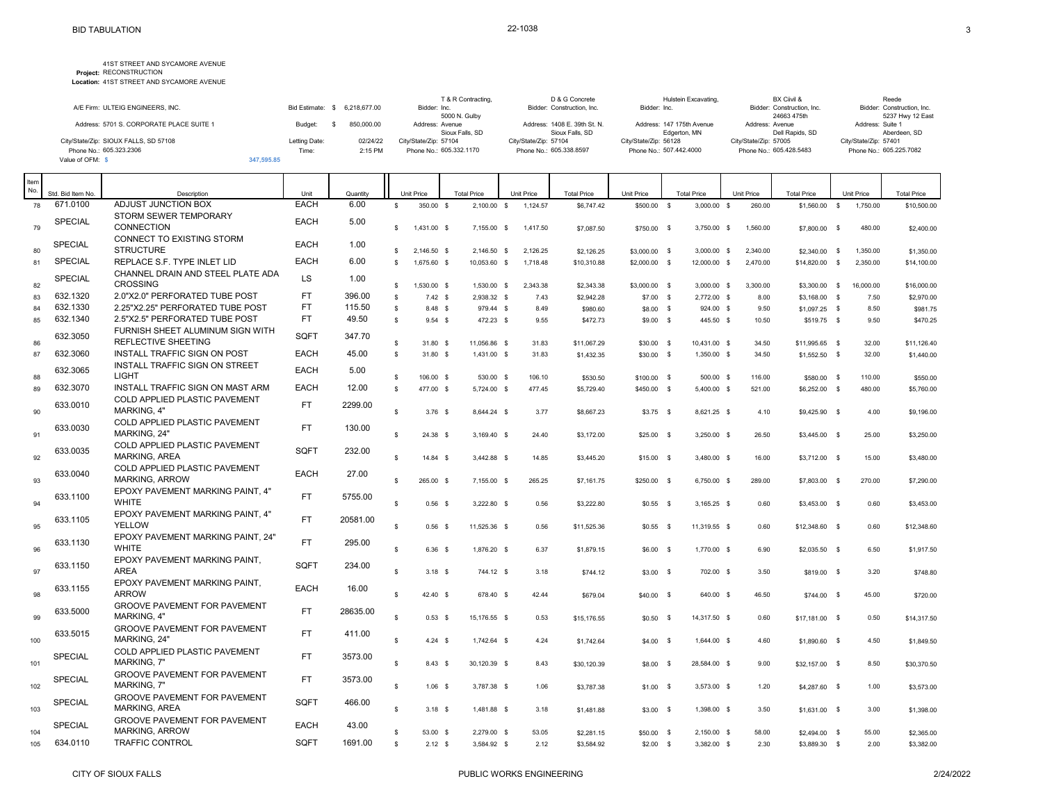BID TABULATION

22-1038

**Project:** 41ST STREET AND SYCAMORE AVENUE RECONSTRUCTION
**Location:** 41ST STREET AND SYCAMORE AVENUE

A/E Firm: ULTEIG ENGINEERS, INC.
Address: 5701 S. CORPORATE PLACE SUITE 1
City/State/Zip: SIOUX FALLS, SD 57108
Phone No.: 605.323.2306
Value of OFM: $ 347,595.85

Bid Estimate: $ 6,218,677.00
Budget: $ 850,000.00
Letting Date: 02/24/22
Time: 2:15 PM

| | T & R Contracting, Inc. | D & G Concrete Construction, Inc. | Hulstein Excavating, Inc. | BX Ciivil & Construction, Inc. | Reede Construction, Inc. |
|---|---|---|---|---|---|
| Address | 5000 N. Gulby Avenue | 1408 E. 39th St. N. | 147 175th Avenue | 24663 475th Avenue | 5237 Hwy 12 East Suite 1 |
| City/State/Zip | Sioux Falls, SD 57104 | Sioux Falls, SD 57104 | Edgerton, MN 56128 | Dell Rapids, SD 57005 | Aberdeen, SD 57401 |
| Phone No. | 605.332.1170 | 605.338.8597 | 507.442.4000 | 605.428.5483 | 605.225.7082 |

| Item No. | Std. Bid Item No. | Description | Unit | Quantity | T & R Unit Price | T & R Total Price | D & G Unit Price | D & G Total Price | Hulstein Unit Price | Hulstein Total Price | BX Unit Price | BX Total Price | Reede Unit Price | Reede Total Price |
|---|---|---|---|---|---|---|---|---|---|---|---|---|---|---|
| 78 | 671.0100 | ADJUST JUNCTION BOX | EACH | 6.00 | $ 350.00 | $ 2,100.00 | $ 1,124.57 | $6,747.42 | $500.00 | $ 3,000.00 | $ 260.00 | $1,560.00 | $ 1,750.00 | $10,500.00 |
| 79 | SPECIAL | STORM SEWER TEMPORARY CONNECTION | EACH | 5.00 | $ 1,431.00 | $ 7,155.00 | $ 1,417.50 | $7,087.50 | $750.00 | $ 3,750.00 | $ 1,560.00 | $7,800.00 | $ 480.00 | $2,400.00 |
| 80 | SPECIAL | CONNECT TO EXISTING STORM STRUCTURE | EACH | 1.00 | $ 2,146.50 | $ 2,146.50 | $ 2,126.25 | $2,126.25 | $3,000.00 | $ 3,000.00 | $ 2,340.00 | $2,340.00 | $ 1,350.00 | $1,350.00 |
| 81 | SPECIAL | REPLACE S.F. TYPE INLET LID | EACH | 6.00 | $ 1,675.60 | $ 10,053.60 | $ 1,718.48 | $10,310.88 | $2,000.00 | $ 12,000.00 | $ 2,470.00 | $14,820.00 | $ 2,350.00 | $14,100.00 |
| 82 | SPECIAL | CHANNEL DRAIN AND STEEL PLATE ADA CROSSING | LS | 1.00 | $ 1,530.00 | $ 1,530.00 | $ 2,343.38 | $2,343.38 | $3,000.00 | $ 3,000.00 | $ 3,300.00 | $3,300.00 | $ 16,000.00 | $16,000.00 |
| 83 | 632.1320 | 2.0"X2.0" PERFORATED TUBE POST | FT | 396.00 | $ 7.42 | $ 2,938.32 | $ 7.43 | $2,942.28 | $7.00 | $ 2,772.00 | $ 8.00 | $3,168.00 | $ 7.50 | $2,970.00 |
| 84 | 632.1330 | 2.25"X2.25" PERFORATED TUBE POST | FT | 115.50 | $ 8.48 | $ 979.44 | $ 8.49 | $980.60 | $8.00 | $ 924.00 | $ 9.50 | $1,097.25 | $ 8.50 | $981.75 |
| 85 | 632.1340 | 2.5"X2.5" PERFORATED TUBE POST | FT | 49.50 | $ 9.54 | $ 472.23 | $ 9.55 | $472.73 | $9.00 | $ 445.50 | $ 10.50 | $519.75 | $ 9.50 | $470.25 |
| 86 | 632.3050 | FURNISH SHEET ALUMINUM SIGN WITH REFLECTIVE SHEETING | SQFT | 347.70 | $ 31.80 | $ 11,056.86 | $ 31.83 | $11,067.29 | $30.00 | $ 10,431.00 | $ 34.50 | $11,995.65 | $ 32.00 | $11,126.40 |
| 87 | 632.3060 | INSTALL TRAFFIC SIGN ON POST | EACH | 45.00 | $ 31.80 | $ 1,431.00 | $ 31.83 | $1,432.35 | $30.00 | $ 1,350.00 | $ 34.50 | $1,552.50 | $ 32.00 | $1,440.00 |
| 88 | 632.3065 | INSTALL TRAFFIC SIGN ON STREET LIGHT | EACH | 5.00 | $ 106.00 | $ 530.00 | $ 106.10 | $530.50 | $100.00 | $ 500.00 | $ 116.00 | $580.00 | $ 110.00 | $550.00 |
| 89 | 632.3070 | INSTALL TRAFFIC SIGN ON MAST ARM | EACH | 12.00 | $ 477.00 | $ 5,724.00 | $ 477.45 | $5,729.40 | $450.00 | $ 5,400.00 | $ 521.00 | $6,252.00 | $ 480.00 | $5,760.00 |
| 90 | 633.0010 | COLD APPLIED PLASTIC PAVEMENT MARKING, 4" | FT | 2299.00 | $ 3.76 | $ 8,644.24 | $ 3.77 | $8,667.23 | $3.75 | $ 8,621.25 | $ 4.10 | $9,425.90 | $ 4.00 | $9,196.00 |
| 91 | 633.0030 | COLD APPLIED PLASTIC PAVEMENT MARKING, 24" | FT | 130.00 | $ 24.38 | $ 3,169.40 | $ 24.40 | $3,172.00 | $25.00 | $ 3,250.00 | $ 26.50 | $3,445.00 | $ 25.00 | $3,250.00 |
| 92 | 633.0035 | COLD APPLIED PLASTIC PAVEMENT MARKING, AREA | SQFT | 232.00 | $ 14.84 | $ 3,442.88 | $ 14.85 | $3,445.20 | $15.00 | $ 3,480.00 | $ 16.00 | $3,712.00 | $ 15.00 | $3,480.00 |
| 93 | 633.0040 | COLD APPLIED PLASTIC PAVEMENT MARKING, ARROW | EACH | 27.00 | $ 265.00 | $ 7,155.00 | $ 265.25 | $7,161.75 | $250.00 | $ 6,750.00 | $ 289.00 | $7,803.00 | $ 270.00 | $7,290.00 |
| 94 | 633.1100 | EPOXY PAVEMENT MARKING PAINT, 4" WHITE | FT | 5755.00 | $ 0.56 | $ 3,222.80 | $ 0.56 | $3,222.80 | $0.55 | $ 3,165.25 | $ 0.60 | $3,453.00 | $ 0.60 | $3,453.00 |
| 95 | 633.1105 | EPOXY PAVEMENT MARKING PAINT, 4" YELLOW | FT | 20581.00 | $ 0.56 | $ 11,525.36 | $ 0.56 | $11,525.36 | $0.55 | $ 11,319.55 | $ 0.60 | $12,348.60 | $ 0.60 | $12,348.60 |
| 96 | 633.1130 | EPOXY PAVEMENT MARKING PAINT, 24" WHITE | FT | 295.00 | $ 6.36 | $ 1,876.20 | $ 6.37 | $1,879.15 | $6.00 | $ 1,770.00 | $ 6.90 | $2,035.50 | $ 6.50 | $1,917.50 |
| 97 | 633.1150 | EPOXY PAVEMENT MARKING PAINT, AREA | SQFT | 234.00 | $ 3.18 | $ 744.12 | $ 3.18 | $744.12 | $3.00 | $ 702.00 | $ 3.50 | $819.00 | $ 3.20 | $748.80 |
| 98 | 633.1155 | EPOXY PAVEMENT MARKING PAINT, ARROW | EACH | 16.00 | $ 42.40 | $ 678.40 | $ 42.44 | $679.04 | $40.00 | $ 640.00 | $ 46.50 | $744.00 | $ 45.00 | $720.00 |
| 99 | 633.5000 | GROOVE PAVEMENT FOR PAVEMENT MARKING, 4" | FT | 28635.00 | $ 0.53 | $ 15,176.55 | $ 0.53 | $15,176.55 | $0.50 | $ 14,317.50 | $ 0.60 | $17,181.00 | $ 0.50 | $14,317.50 |
| 100 | 633.5015 | GROOVE PAVEMENT FOR PAVEMENT MARKING, 24" | FT | 411.00 | $ 4.24 | $ 1,742.64 | $ 4.24 | $1,742.64 | $4.00 | $ 1,644.00 | $ 4.60 | $1,890.60 | $ 4.50 | $1,849.50 |
| 101 | SPECIAL | COLD APPLIED PLASTIC PAVEMENT MARKING, 7" | FT | 3573.00 | $ 8.43 | $ 30,120.39 | $ 8.43 | $30,120.39 | $8.00 | $ 28,584.00 | $ 9.00 | $32,157.00 | $ 8.50 | $30,370.50 |
| 102 | SPECIAL | GROOVE PAVEMENT FOR PAVEMENT MARKING, 7" | FT | 3573.00 | $ 1.06 | $ 3,787.38 | $ 1.06 | $3,787.38 | $1.00 | $ 3,573.00 | $ 1.20 | $4,287.60 | $ 1.00 | $3,573.00 |
| 103 | SPECIAL | GROOVE PAVEMENT FOR PAVEMENT MARKING, AREA | SQFT | 466.00 | $ 3.18 | $ 1,481.88 | $ 3.18 | $1,481.88 | $3.00 | $ 1,398.00 | $ 3.50 | $1,631.00 | $ 3.00 | $1,398.00 |
| 104 | SPECIAL | GROOVE PAVEMENT FOR PAVEMENT MARKING, ARROW | EACH | 43.00 | $ 53.00 | $ 2,279.00 | $ 53.05 | $2,281.15 | $50.00 | $ 2,150.00 | $ 58.00 | $2,494.00 | $ 55.00 | $2,365.00 |
| 105 | 634.0110 | TRAFFIC CONTROL | SQFT | 1691.00 | $ 2.12 | $ 3,584.92 | $ 2.12 | $3,584.92 | $2.00 | $ 3,382.00 | $ 2.30 | $3,889.30 | $ 2.00 | $3,382.00 |

CITY OF SIOUX FALLS — PUBLIC WORKS ENGINEERING — 2/24/2022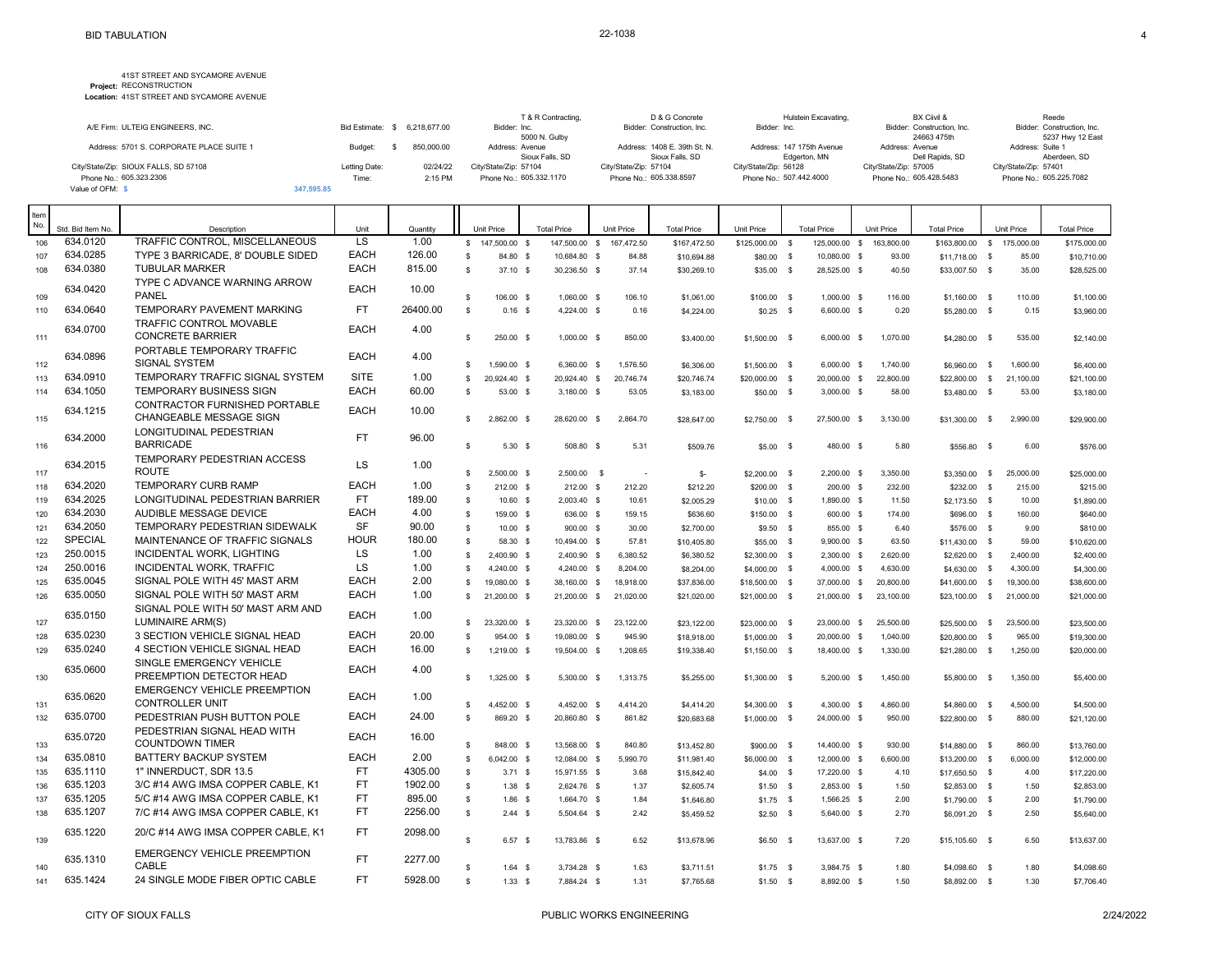BID TABULATION

22-1038

**Project:** 41ST STREET AND SYCAMORE AVENUE RECONSTRUCTION
**Location:** 41ST STREET AND SYCAMORE AVENUE

| | | | | | | | |
|---|---|---|---|---|---|---|---|
| A/E Firm: ULTEIG ENGINEERS, INC. | Bid Estimate: $ 6,218,677.00 | Bidder: T & R Contracting, Inc. | Bidder: D & G Concrete Construction, Inc. | Bidder: Hulstein Excavating, Inc. | Bidder: BX Civil & Construction, Inc. | Bidder: Reede Construction, Inc. |
| Address: 5701 S. CORPORATE PLACE SUITE 1 | Budget: $ 850,000.00 | Address: 5000 N. Gulby Avenue | Address: 1408 E. 39th St. N. | Address: 147 175th Avenue | Address: 24663 475th Avenue | Address: 5237 Hwy 12 East Suite 1 |
| City/State/Zip: SIOUX FALLS, SD 57108 | Letting Date: 02/24/22 | City/State/Zip: Sioux Falls, SD 57104 | City/State/Zip: Sioux Falls, SD 57104 | City/State/Zip: Edgerton, MN 56128 | City/State/Zip: Dell Rapids, SD 57005 | City/State/Zip: Aberdeen, SD 57401 |
| Phone No.: 605.323.2306 | Time: 2:15 PM | Phone No.: 605.332.1170 | Phone No.: 605.338.8597 | Phone No.: 507.442.4000 | Phone No.: 605.428.5483 | Phone No.: 605.225.7082 |
| Value of OFM: $ 347,595.85 | | | | | | |

| Item No. | Std. Bid Item No. | Description | Unit | Quantity | Unit Price | Total Price | Unit Price | Total Price | Unit Price | Total Price | Unit Price | Total Price | Unit Price | Total Price |
|---|---|---|---|---|---|---|---|---|---|---|---|---|---|---|
| 106 | 634.0120 | TRAFFIC CONTROL, MISCELLANEOUS | LS | 1.00 | $ 147,500.00 | $ 147,500.00 | $ 167,472.50 | $167,472.50 | $125,000.00 | $ 125,000.00 | $ 163,800.00 | $163,800.00 | $ 175,000.00 | $175,000.00 |
| 107 | 634.0285 | TYPE 3 BARRICADE, 8' DOUBLE SIDED | EACH | 126.00 | $ 84.80 | $ 10,684.80 | $ 84.88 | $10,694.88 | $80.00 | $ 10,080.00 | $ 93.00 | $11,718.00 | $ 85.00 | $10,710.00 |
| 108 | 634.0380 | TUBULAR MARKER | EACH | 815.00 | $ 37.10 | $ 30,236.50 | $ 37.14 | $30,269.10 | $35.00 | $ 28,525.00 | $ 40.50 | $33,007.50 | $ 35.00 | $28,525.00 |
| 109 | 634.0420 | TYPE C ADVANCE WARNING ARROW PANEL | EACH | 10.00 | $ 106.00 | $ 1,060.00 | $ 106.10 | $1,061.00 | $100.00 | $ 1,000.00 | $ 116.00 | $1,160.00 | $ 110.00 | $1,100.00 |
| 110 | 634.0640 | TEMPORARY PAVEMENT MARKING | FT | 26400.00 | $ 0.16 | $ 4,224.00 | $ 0.16 | $4,224.00 | $0.25 | $ 6,600.00 | $ 0.20 | $5,280.00 | $ 0.15 | $3,960.00 |
| 111 | 634.0700 | TRAFFIC CONTROL MOVABLE CONCRETE BARRIER | EACH | 4.00 | $ 250.00 | $ 1,000.00 | $ 850.00 | $3,400.00 | $1,500.00 | $ 6,000.00 | $ 1,070.00 | $4,280.00 | $ 535.00 | $2,140.00 |
| 112 | 634.0896 | PORTABLE TEMPORARY TRAFFIC SIGNAL SYSTEM | EACH | 4.00 | $ 1,590.00 | $ 6,360.00 | $ 1,576.50 | $6,306.00 | $1,500.00 | $ 6,000.00 | $ 1,740.00 | $6,960.00 | $ 1,600.00 | $6,400.00 |
| 113 | 634.0910 | TEMPORARY TRAFFIC SIGNAL SYSTEM | SITE | 1.00 | $ 20,924.40 | $ 20,924.40 | $ 20,746.74 | $20,746.74 | $20,000.00 | $ 20,000.00 | $ 22,800.00 | $22,800.00 | $ 21,100.00 | $21,100.00 |
| 114 | 634.1050 | TEMPORARY BUSINESS SIGN | EACH | 60.00 | $ 53.00 | $ 3,180.00 | $ 53.05 | $3,183.00 | $50.00 | $ 3,000.00 | $ 58.00 | $3,480.00 | $ 53.00 | $3,180.00 |
| 115 | 634.1215 | CONTRACTOR FURNISHED PORTABLE CHANGEABLE MESSAGE SIGN | EACH | 10.00 | $ 2,862.00 | $ 28,620.00 | $ 2,864.70 | $28,647.00 | $2,750.00 | $ 27,500.00 | $ 3,130.00 | $31,300.00 | $ 2,990.00 | $29,900.00 |
| 116 | 634.2000 | LONGITUDINAL PEDESTRIAN BARRICADE | FT | 96.00 | $ 5.30 | $ 508.80 | $ 5.31 | $509.76 | $5.00 | $ 480.00 | $ 5.80 | $556.80 | $ 6.00 | $576.00 |
| 117 | 634.2015 | TEMPORARY PEDESTRIAN ACCESS ROUTE | LS | 1.00 | $ 2,500.00 | $ 2,500.00 | $ - | $- | $2,200.00 | $ 2,200.00 | $ 3,350.00 | $3,350.00 | $ 25,000.00 | $25,000.00 |
| 118 | 634.2020 | TEMPORARY CURB RAMP | EACH | 1.00 | $ 212.00 | $ 212.00 | $ 212.20 | $212.20 | $200.00 | $ 200.00 | $ 232.00 | $232.00 | $ 215.00 | $215.00 |
| 119 | 634.2025 | LONGITUDINAL PEDESTRIAN BARRIER | FT | 189.00 | $ 10.60 | $ 2,003.40 | $ 10.61 | $2,005.29 | $10.00 | $ 1,890.00 | $ 11.50 | $2,173.50 | $ 10.00 | $1,890.00 |
| 120 | 634.2030 | AUDIBLE MESSAGE DEVICE | EACH | 4.00 | $ 159.00 | $ 636.00 | $ 159.15 | $636.60 | $150.00 | $ 600.00 | $ 174.00 | $696.00 | $ 160.00 | $640.00 |
| 121 | 634.2050 | TEMPORARY PEDESTRIAN SIDEWALK | SF | 90.00 | $ 10.00 | $ 900.00 | $ 30.00 | $2,700.00 | $9.50 | $ 855.00 | $ 6.40 | $576.00 | $ 9.00 | $810.00 |
| 122 | SPECIAL | MAINTENANCE OF TRAFFIC SIGNALS | HOUR | 180.00 | $ 58.30 | $ 10,494.00 | $ 57.81 | $10,405.80 | $55.00 | $ 9,900.00 | $ 63.50 | $11,430.00 | $ 59.00 | $10,620.00 |
| 123 | 250.0015 | INCIDENTAL WORK, LIGHTING | LS | 1.00 | $ 2,400.90 | $ 2,400.90 | $ 6,380.52 | $6,380.52 | $2,300.00 | $ 2,300.00 | $ 2,620.00 | $2,620.00 | $ 2,400.00 | $2,400.00 |
| 124 | 250.0016 | INCIDENTAL WORK, TRAFFIC | LS | 1.00 | $ 4,240.00 | $ 4,240.00 | $ 8,204.00 | $8,204.00 | $4,000.00 | $ 4,000.00 | $ 4,630.00 | $4,630.00 | $ 4,300.00 | $4,300.00 |
| 125 | 635.0045 | SIGNAL POLE WITH 45' MAST ARM | EACH | 2.00 | $ 19,080.00 | $ 38,160.00 | $ 18,918.00 | $37,836.00 | $18,500.00 | $ 37,000.00 | $ 20,800.00 | $41,600.00 | $ 19,300.00 | $38,600.00 |
| 126 | 635.0050 | SIGNAL POLE WITH 50' MAST ARM | EACH | 1.00 | $ 21,200.00 | $ 21,200.00 | $ 21,020.00 | $21,020.00 | $21,000.00 | $ 21,000.00 | $ 23,100.00 | $23,100.00 | $ 21,000.00 | $21,000.00 |
| 127 | 635.0150 | SIGNAL POLE WITH 50' MAST ARM AND LUMINAIRE ARM(S) | EACH | 1.00 | $ 23,320.00 | $ 23,320.00 | $ 23,122.00 | $23,122.00 | $23,000.00 | $ 23,000.00 | $ 25,500.00 | $25,500.00 | $ 23,500.00 | $23,500.00 |
| 128 | 635.0230 | 3 SECTION VEHICLE SIGNAL HEAD | EACH | 20.00 | $ 954.00 | $ 19,080.00 | $ 945.90 | $18,918.00 | $1,000.00 | $ 20,000.00 | $ 1,040.00 | $20,800.00 | $ 965.00 | $19,300.00 |
| 129 | 635.0240 | 4 SECTION VEHICLE SIGNAL HEAD | EACH | 16.00 | $ 1,219.00 | $ 19,504.00 | $ 1,208.65 | $19,338.40 | $1,150.00 | $ 18,400.00 | $ 1,330.00 | $21,280.00 | $ 1,250.00 | $20,000.00 |
| 130 | 635.0600 | SINGLE EMERGENCY VEHICLE PREEMPTION DETECTOR HEAD | EACH | 4.00 | $ 1,325.00 | $ 5,300.00 | $ 1,313.75 | $5,255.00 | $1,300.00 | $ 5,200.00 | $ 1,450.00 | $5,800.00 | $ 1,350.00 | $5,400.00 |
| 131 | 635.0620 | EMERGENCY VEHICLE PREEMPTION CONTROLLER UNIT | EACH | 1.00 | $ 4,452.00 | $ 4,452.00 | $ 4,414.20 | $4,414.20 | $4,300.00 | $ 4,300.00 | $ 4,860.00 | $4,860.00 | $ 4,500.00 | $4,500.00 |
| 132 | 635.0700 | PEDESTRIAN PUSH BUTTON POLE | EACH | 24.00 | $ 869.20 | $ 20,860.80 | $ 861.82 | $20,683.68 | $1,000.00 | $ 24,000.00 | $ 950.00 | $22,800.00 | $ 880.00 | $21,120.00 |
| 133 | 635.0720 | PEDESTRIAN SIGNAL HEAD WITH COUNTDOWN TIMER | EACH | 16.00 | $ 848.00 | $ 13,568.00 | $ 840.80 | $13,452.80 | $900.00 | $ 14,400.00 | $ 930.00 | $14,880.00 | $ 860.00 | $13,760.00 |
| 134 | 635.0810 | BATTERY BACKUP SYSTEM | EACH | 2.00 | $ 6,042.00 | $ 12,084.00 | $ 5,990.70 | $11,981.40 | $6,000.00 | $ 12,000.00 | $ 6,600.00 | $13,200.00 | $ 6,000.00 | $12,000.00 |
| 135 | 635.1110 | 1" INNERDUCT, SDR 13.5 | FT | 4305.00 | $ 3.71 | $ 15,971.55 | $ 3.68 | $15,842.40 | $4.00 | $ 17,220.00 | $ 4.10 | $17,650.50 | $ 4.00 | $17,220.00 |
| 136 | 635.1203 | 3/C #14 AWG IMSA COPPER CABLE, K1 | FT | 1902.00 | $ 1.38 | $ 2,624.76 | $ 1.37 | $2,605.74 | $1.50 | $ 2,853.00 | $ 1.50 | $2,853.00 | $ 1.50 | $2,853.00 |
| 137 | 635.1205 | 5/C #14 AWG IMSA COPPER CABLE, K1 | FT | 895.00 | $ 1.86 | $ 1,664.70 | $ 1.84 | $1,646.80 | $1.75 | $ 1,566.25 | $ 2.00 | $1,790.00 | $ 2.00 | $1,790.00 |
| 138 | 635.1207 | 7/C #14 AWG IMSA COPPER CABLE, K1 | FT | 2256.00 | $ 2.44 | $ 5,504.64 | $ 2.42 | $5,459.52 | $2.50 | $ 5,640.00 | $ 2.70 | $6,091.20 | $ 2.50 | $5,640.00 |
| 139 | 635.1220 | 20/C #14 AWG IMSA COPPER CABLE, K1 | FT | 2098.00 | $ 6.57 | $ 13,783.86 | $ 6.52 | $13,678.96 | $6.50 | $ 13,637.00 | $ 7.20 | $15,105.60 | $ 6.50 | $13,637.00 |
| 140 | 635.1310 | EMERGENCY VEHICLE PREEMPTION CABLE | FT | 2277.00 | $ 1.64 | $ 3,734.28 | $ 1.63 | $3,711.51 | $1.75 | $ 3,984.75 | $ 1.80 | $4,098.60 | $ 1.80 | $4,098.60 |
| 141 | 635.1424 | 24 SINGLE MODE FIBER OPTIC CABLE | FT | 5928.00 | $ 1.33 | $ 7,884.24 | $ 1.31 | $7,765.68 | $1.50 | $ 8,892.00 | $ 1.50 | $8,892.00 | $ 1.30 | $7,706.40 |

CITY OF SIOUX FALLS — PUBLIC WORKS ENGINEERING — 2/24/2022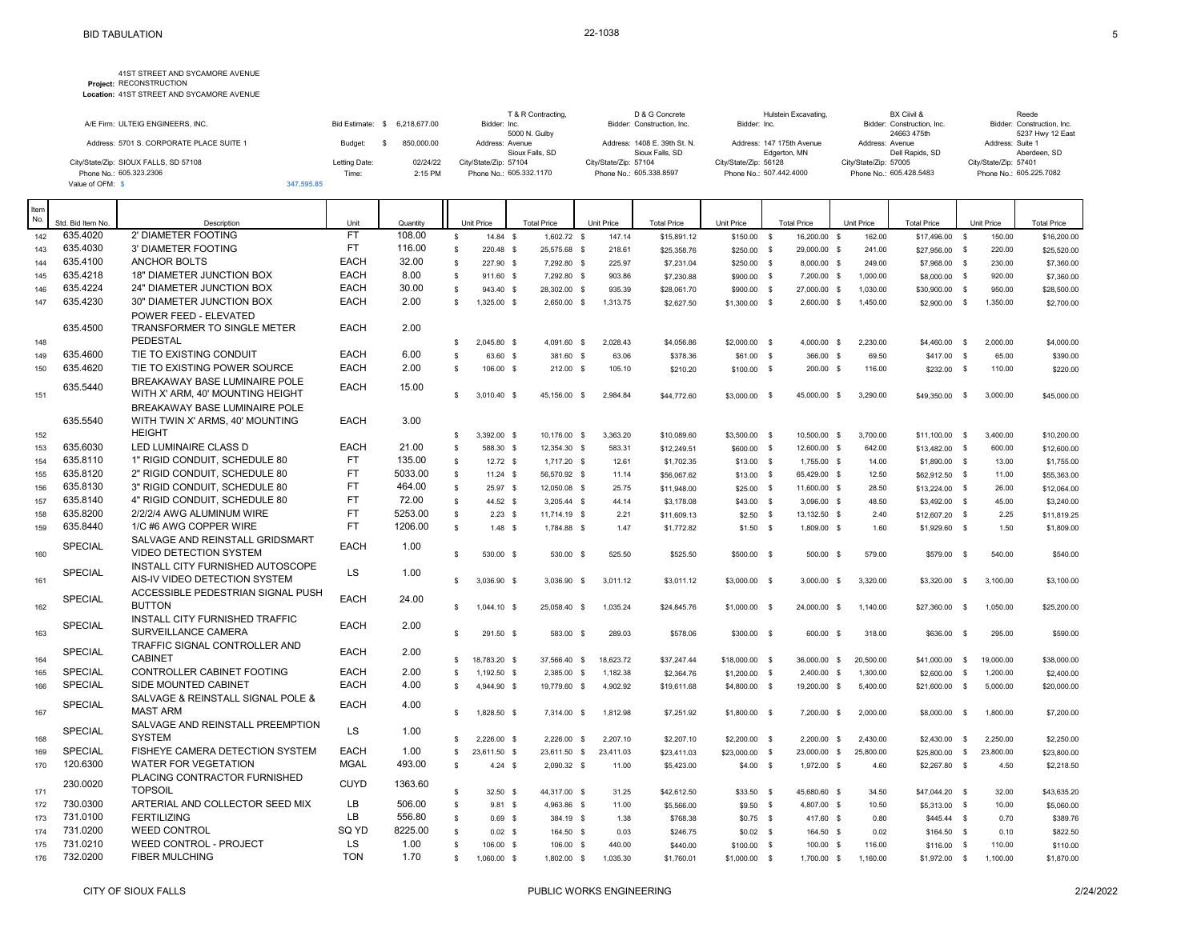# BID TABULATION

22-1038

**Project:** 41ST STREET AND SYCAMORE AVENUE RECONSTRUCTION
**Location:** 41ST STREET AND SYCAMORE AVENUE

| | | | | | | | |
|---|---|---|---|---|---|---|---|
| A/E Firm: ULTEIG ENGINEERS, INC. | Bid Estimate: $ 6,218,677.00 | Bidder: T & R Contracting, Inc. | Bidder: D & G Concrete Construction, Inc. | Bidder: Hulstein Excavating, Inc. | Bidder: BX Civil & Construction, Inc. | Bidder: Reede Construction, Inc. |
| Address: 5701 S. CORPORATE PLACE SUITE 1 | Budget: $ 850,000.00 | Address: 5000 N. Gulby Avenue | Address: 1408 E. 39th St. N. | Address: 147 175th Avenue | Address: 24663 475th Avenue | Address: 5237 Hwy 12 East Suite 1 |
| City/State/Zip: SIOUX FALLS, SD 57108 | Letting Date: 02/24/22 | City/State/Zip: Sioux Falls, SD 57104 | City/State/Zip: Sioux Falls, SD 57104 | City/State/Zip: Edgerton, MN 56128 | City/State/Zip: Dell Rapids, SD 57005 | City/State/Zip: Aberdeen, SD 57401 |
| Phone No.: 605.323.2306 | Time: 2:15 PM | Phone No.: 605.332.1170 | Phone No.: 605.338.8597 | Phone No.: 507.442.4000 | Phone No.: 605.428.5483 | Phone No.: 605.225.7082 |
| Value of OFM: $ 347,595.85 | | | | | | |

| Item No. | Std. Bid Item No. | Description | Unit | Quantity | T & R Unit Price | T & R Total Price | D & G Unit Price | D & G Total Price | Hulstein Unit Price | Hulstein Total Price | BX Civil Unit Price | BX Civil Total Price | Reede Unit Price | Reede Total Price |
|---|---|---|---|---|---|---|---|---|---|---|---|---|---|---|
| 142 | 635.4020 | 2' DIAMETER FOOTING | FT | 108.00 | $ 14.84 | $ 1,602.72 | $ 147.14 | $15,891.12 | $150.00 | $ 16,200.00 | $ 162.00 | $17,496.00 | $ 150.00 | $16,200.00 |
| 143 | 635.4030 | 3' DIAMETER FOOTING | FT | 116.00 | $ 220.48 | $ 25,575.68 | $ 218.61 | $25,358.76 | $250.00 | $ 29,000.00 | $ 241.00 | $27,956.00 | $ 220.00 | $25,520.00 |
| 144 | 635.4100 | ANCHOR BOLTS | EACH | 32.00 | $ 227.90 | $ 7,292.80 | $ 225.97 | $7,231.04 | $250.00 | $ 8,000.00 | $ 249.00 | $7,968.00 | $ 230.00 | $7,360.00 |
| 145 | 635.4218 | 18" DIAMETER JUNCTION BOX | EACH | 8.00 | $ 911.60 | $ 7,292.80 | $ 903.86 | $7,230.88 | $900.00 | $ 7,200.00 | $ 1,000.00 | $8,000.00 | $ 920.00 | $7,360.00 |
| 146 | 635.4224 | 24" DIAMETER JUNCTION BOX | EACH | 30.00 | $ 943.40 | $ 28,302.00 | $ 935.39 | $28,061.70 | $900.00 | $ 27,000.00 | $ 1,030.00 | $30,900.00 | $ 950.00 | $28,500.00 |
| 147 | 635.4230 | 30" DIAMETER JUNCTION BOX | EACH | 2.00 | $ 1,325.00 | $ 2,650.00 | $ 1,313.75 | $2,627.50 | $1,300.00 | $ 2,600.00 | $ 1,450.00 | $2,900.00 | $ 1,350.00 | $2,700.00 |
| 148 | 635.4500 | POWER FEED - ELEVATED TRANSFORMER TO SINGLE METER PEDESTAL | EACH | 2.00 | $ 2,045.80 | $ 4,091.60 | $ 2,028.43 | $4,056.86 | $2,000.00 | $ 4,000.00 | $ 2,230.00 | $4,460.00 | $ 2,000.00 | $4,000.00 |
| 149 | 635.4600 | TIE TO EXISTING CONDUIT | EACH | 6.00 | $ 63.60 | $ 381.60 | $ 63.06 | $378.36 | $61.00 | $ 366.00 | $ 69.50 | $417.00 | $ 65.00 | $390.00 |
| 150 | 635.4620 | TIE TO EXISTING POWER SOURCE | EACH | 2.00 | $ 106.00 | $ 212.00 | $ 105.10 | $210.20 | $100.00 | $ 200.00 | $ 116.00 | $232.00 | $ 110.00 | $220.00 |
| 151 | 635.5440 | BREAKAWAY BASE LUMINAIRE POLE WITH X' ARM, 40' MOUNTING HEIGHT | EACH | 15.00 | $ 3,010.40 | $ 45,156.00 | $ 2,984.84 | $44,772.60 | $3,000.00 | $ 45,000.00 | $ 3,290.00 | $49,350.00 | $ 3,000.00 | $45,000.00 |
| 152 | 635.5540 | BREAKAWAY BASE LUMINAIRE POLE WITH TWIN X' ARMS, 40' MOUNTING HEIGHT | EACH | 3.00 | $ 3,392.00 | $ 10,176.00 | $ 3,363.20 | $10,089.60 | $3,500.00 | $ 10,500.00 | $ 3,700.00 | $11,100.00 | $ 3,400.00 | $10,200.00 |
| 153 | 635.6030 | LED LUMINAIRE CLASS D | EACH | 21.00 | $ 588.30 | $ 12,354.30 | $ 583.31 | $12,249.51 | $600.00 | $ 12,600.00 | $ 642.00 | $13,482.00 | $ 600.00 | $12,600.00 |
| 154 | 635.8110 | 1" RIGID CONDUIT, SCHEDULE 80 | FT | 135.00 | $ 12.72 | $ 1,717.20 | $ 12.61 | $1,702.35 | $13.00 | $ 1,755.00 | $ 14.00 | $1,890.00 | $ 13.00 | $1,755.00 |
| 155 | 635.8120 | 2" RIGID CONDUIT, SCHEDULE 80 | FT | 5033.00 | $ 11.24 | $ 56,570.92 | $ 11.14 | $56,067.62 | $13.00 | $ 65,429.00 | $ 12.50 | $62,912.50 | $ 11.00 | $55,363.00 |
| 156 | 635.8130 | 3" RIGID CONDUIT, SCHEDULE 80 | FT | 464.00 | $ 25.97 | $ 12,050.08 | $ 25.75 | $11,948.00 | $25.00 | $ 11,600.00 | $ 28.50 | $13,224.00 | $ 26.00 | $12,064.00 |
| 157 | 635.8140 | 4" RIGID CONDUIT, SCHEDULE 80 | FT | 72.00 | $ 44.52 | $ 3,205.44 | $ 44.14 | $3,178.08 | $43.00 | $ 3,096.00 | $ 48.50 | $3,492.00 | $ 45.00 | $3,240.00 |
| 158 | 635.8200 | 2/2/2/4 AWG ALUMINUM WIRE | FT | 5253.00 | $ 2.23 | $ 11,714.19 | $ 2.21 | $11,609.13 | $2.50 | $ 13,132.50 | $ 2.40 | $12,607.20 | $ 2.25 | $11,819.25 |
| 159 | 635.8440 | 1/C #6 AWG COPPER WIRE | FT | 1206.00 | $ 1.48 | $ 1,784.88 | $ 1.47 | $1,772.82 | $1.50 | $ 1,809.00 | $ 1.60 | $1,929.60 | $ 1.50 | $1,809.00 |
| 160 | SPECIAL | SALVAGE AND REINSTALL GRIDSMART VIDEO DETECTION SYSTEM | EACH | 1.00 | $ 530.00 | $ 530.00 | $ 525.50 | $525.50 | $500.00 | $ 500.00 | $ 579.00 | $579.00 | $ 540.00 | $540.00 |
| 161 | SPECIAL | INSTALL CITY FURNISHED AUTOSCOPE AIS-IV VIDEO DETECTION SYSTEM | LS | 1.00 | $ 3,036.90 | $ 3,036.90 | $ 3,011.12 | $3,011.12 | $3,000.00 | $ 3,000.00 | $ 3,320.00 | $3,320.00 | $ 3,100.00 | $3,100.00 |
| 162 | SPECIAL | ACCESSIBLE PEDESTRIAN SIGNAL PUSH BUTTON | EACH | 24.00 | $ 1,044.10 | $ 25,058.40 | $ 1,035.24 | $24,845.76 | $1,000.00 | $ 24,000.00 | $ 1,140.00 | $27,360.00 | $ 1,050.00 | $25,200.00 |
| 163 | SPECIAL | INSTALL CITY FURNISHED TRAFFIC SURVEILLANCE CAMERA | EACH | 2.00 | $ 291.50 | $ 583.00 | $ 289.03 | $578.06 | $300.00 | $ 600.00 | $ 318.00 | $636.00 | $ 295.00 | $590.00 |
| 164 | SPECIAL | TRAFFIC SIGNAL CONTROLLER AND CABINET | EACH | 2.00 | $ 18,783.20 | $ 37,566.40 | $ 18,623.72 | $37,247.44 | $18,000.00 | $ 36,000.00 | $ 20,500.00 | $41,000.00 | $ 19,000.00 | $38,000.00 |
| 165 | SPECIAL | CONTROLLER CABINET FOOTING | EACH | 2.00 | $ 1,192.50 | $ 2,385.00 | $ 1,182.38 | $2,364.76 | $1,200.00 | $ 2,400.00 | $ 1,300.00 | $2,600.00 | $ 1,200.00 | $2,400.00 |
| 166 | SPECIAL | SIDE MOUNTED CABINET | EACH | 4.00 | $ 4,944.90 | $ 19,779.60 | $ 4,902.92 | $19,611.68 | $4,800.00 | $ 19,200.00 | $ 5,400.00 | $21,600.00 | $ 5,000.00 | $20,000.00 |
| 167 | SPECIAL | SALVAGE & REINSTALL SIGNAL POLE & MAST ARM | EACH | 4.00 | $ 1,828.50 | $ 7,314.00 | $ 1,812.98 | $7,251.92 | $1,800.00 | $ 7,200.00 | $ 2,000.00 | $8,000.00 | $ 1,800.00 | $7,200.00 |
| 168 | SPECIAL | SALVAGE AND REINSTALL PREEMPTION SYSTEM | LS | 1.00 | $ 2,226.00 | $ 2,226.00 | $ 2,207.10 | $2,207.10 | $2,200.00 | $ 2,200.00 | $ 2,430.00 | $2,430.00 | $ 2,250.00 | $2,250.00 |
| 169 | SPECIAL | FISHEYE CAMERA DETECTION SYSTEM | EACH | 1.00 | $ 23,611.50 | $ 23,611.50 | $ 23,411.03 | $23,411.03 | $23,000.00 | $ 23,000.00 | $ 25,800.00 | $25,800.00 | $ 23,800.00 | $23,800.00 |
| 170 | 120.6300 | WATER FOR VEGETATION | MGAL | 493.00 | $ 4.24 | $ 2,090.32 | $ 11.00 | $5,423.00 | $4.00 | $ 1,972.00 | $ 4.60 | $2,267.80 | $ 4.50 | $2,218.50 |
| 171 | 230.0020 | PLACING CONTRACTOR FURNISHED TOPSOIL | CUYD | 1363.60 | $ 32.50 | $ 44,317.00 | $ 31.25 | $42,612.50 | $33.50 | $ 45,680.60 | $ 34.50 | $47,044.20 | $ 32.00 | $43,635.20 |
| 172 | 730.0300 | ARTERIAL AND COLLECTOR SEED MIX | LB | 506.00 | $ 9.81 | $ 4,963.86 | $ 11.00 | $5,566.00 | $9.50 | $ 4,807.00 | $ 10.50 | $5,313.00 | $ 10.00 | $5,060.00 |
| 173 | 731.0100 | FERTILIZING | LB | 556.80 | $ 0.69 | $ 384.19 | $ 1.38 | $768.38 | $0.75 | $ 417.60 | $ 0.80 | $445.44 | $ 0.70 | $389.76 |
| 174 | 731.0200 | WEED CONTROL | SQ YD | 8225.00 | $ 0.02 | $ 164.50 | $ 0.03 | $246.75 | $0.02 | $ 164.50 | $ 0.02 | $164.50 | $ 0.10 | $822.50 |
| 175 | 731.0210 | WEED CONTROL - PROJECT | LS | 1.00 | $ 106.00 | $ 106.00 | $ 440.00 | $440.00 | $100.00 | $ 100.00 | $ 116.00 | $116.00 | $ 110.00 | $110.00 |
| 176 | 732.0200 | FIBER MULCHING | TON | 1.70 | $ 1,060.00 | $ 1,802.00 | $ 1,035.30 | $1,760.01 | $1,000.00 | $ 1,700.00 | $ 1,160.00 | $1,972.00 | $ 1,100.00 | $1,870.00 |

CITY OF SIOUX FALLS — PUBLIC WORKS ENGINEERING — 2/24/2022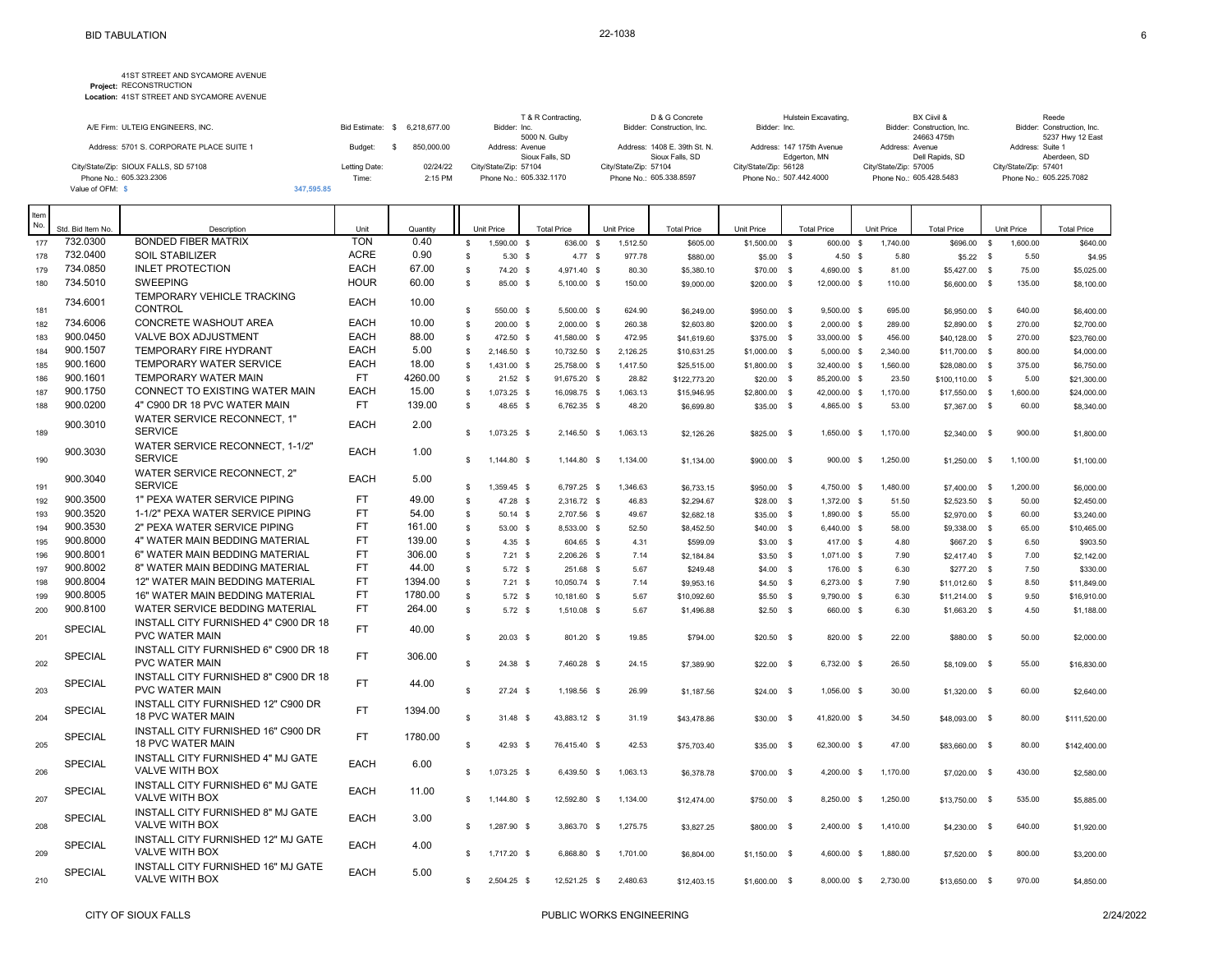# BID TABULATION

22-1038

**Project:** 41ST STREET AND SYCAMORE AVENUE RECONSTRUCTION
**Location:** 41ST STREET AND SYCAMORE AVENUE

A/E Firm: ULTEIG ENGINEERS, INC.
Address: 5701 S. CORPORATE PLACE SUITE 1
City/State/Zip: SIOUX FALLS, SD 57108
Phone No.: 605.323.2306
Value of OFM: $ 347,595.85

Bid Estimate: $ 6,218,677.00
Budget: $ 850,000.00
Letting Date: 02/24/22
Time: 2:15 PM

| Bidder | Address | City/State/Zip | Phone No. |
|---|---|---|---|
| T & R Contracting, Inc. | 5000 N. Gulby Avenue | Sioux Falls, SD 57104 | 605.332.1170 |
| D & G Concrete Construction, Inc. | 1408 E. 39th St. N. | Sioux Falls, SD 57104 | 605.338.8597 |
| Hulstein Excavating, Inc. | 147 175th Avenue | Edgerton, MN 56128 | 507.442.4000 |
| BX Civil & Construction, Inc. | 24663 475th Avenue | Dell Rapids, SD 57005 | 605.428.5483 |
| Reede Construction, Inc. | 5237 Hwy 12 East Suite 1 | Aberdeen, SD 57401 | 605.225.7082 |

| Item No. | Std. Bid Item No. | Description | Unit | Quantity | T & R Unit Price | T & R Total Price | D & G Unit Price | D & G Total Price | Hulstein Unit Price | Hulstein Total Price | BX Civil Unit Price | BX Civil Total Price | Reede Unit Price | Reede Total Price |
|---|---|---|---|---|---|---|---|---|---|---|---|---|---|---|
| 177 | 732.0300 | BONDED FIBER MATRIX | TON | 0.40 | $ 1,590.00 | $ 636.00 | $ 1,512.50 | $605.00 | $1,500.00 | $ 600.00 | $ 1,740.00 | $696.00 | $ 1,600.00 | $640.00 |
| 178 | 732.0400 | SOIL STABILIZER | ACRE | 0.90 | $ 5.30 | $ 4.77 | $ 977.78 | $880.00 | $5.00 | $ 4.50 | $ 5.80 | $5.22 | $ 5.50 | $4.95 |
| 179 | 734.0850 | INLET PROTECTION | EACH | 67.00 | $ 74.20 | $ 4,971.40 | $ 80.30 | $5,380.10 | $70.00 | $ 4,690.00 | $ 81.00 | $5,427.00 | $ 75.00 | $5,025.00 |
| 180 | 734.5010 | SWEEPING | HOUR | 60.00 | $ 85.00 | $ 5,100.00 | $ 150.00 | $9,000.00 | $200.00 | $ 12,000.00 | $ 110.00 | $6,600.00 | $ 135.00 | $8,100.00 |
| 181 | 734.6001 | TEMPORARY VEHICLE TRACKING CONTROL | EACH | 10.00 | $ 550.00 | $ 5,500.00 | $ 624.90 | $6,249.00 | $950.00 | $ 9,500.00 | $ 695.00 | $6,950.00 | $ 640.00 | $6,400.00 |
| 182 | 734.6006 | CONCRETE WASHOUT AREA | EACH | 10.00 | $ 200.00 | $ 2,000.00 | $ 260.38 | $2,603.80 | $200.00 | $ 2,000.00 | $ 289.00 | $2,890.00 | $ 270.00 | $2,700.00 |
| 183 | 900.0450 | VALVE BOX ADJUSTMENT | EACH | 88.00 | $ 472.50 | $ 41,580.00 | $ 472.95 | $41,619.60 | $375.00 | $ 33,000.00 | $ 456.00 | $40,128.00 | $ 270.00 | $23,760.00 |
| 184 | 900.1507 | TEMPORARY FIRE HYDRANT | EACH | 5.00 | $ 2,146.50 | $ 10,732.50 | $ 2,126.25 | $10,631.25 | $1,000.00 | $ 5,000.00 | $ 2,340.00 | $11,700.00 | $ 800.00 | $4,000.00 |
| 185 | 900.1600 | TEMPORARY WATER SERVICE | EACH | 18.00 | $ 1,431.00 | $ 25,758.00 | $ 1,417.50 | $25,515.00 | $1,800.00 | $ 32,400.00 | $ 1,560.00 | $28,080.00 | $ 375.00 | $6,750.00 |
| 186 | 900.1601 | TEMPORARY WATER MAIN | FT | 4260.00 | $ 21.52 | $ 91,675.20 | $ 28.82 | $122,773.20 | $20.00 | $ 85,200.00 | $ 23.50 | $100,110.00 | $ 5.00 | $21,300.00 |
| 187 | 900.1750 | CONNECT TO EXISTING WATER MAIN | EACH | 15.00 | $ 1,073.25 | $ 16,098.75 | $ 1,063.13 | $15,946.95 | $2,800.00 | $ 42,000.00 | $ 1,170.00 | $17,550.00 | $ 1,600.00 | $24,000.00 |
| 188 | 900.0200 | 4" C900 DR 18 PVC WATER MAIN | FT | 139.00 | $ 48.65 | $ 6,762.35 | $ 48.20 | $6,699.80 | $35.00 | $ 4,865.00 | $ 53.00 | $7,367.00 | $ 60.00 | $8,340.00 |
| 189 | 900.3010 | WATER SERVICE RECONNECT, 1" SERVICE | EACH | 2.00 | $ 1,073.25 | $ 2,146.50 | $ 1,063.13 | $2,126.26 | $825.00 | $ 1,650.00 | $ 1,170.00 | $2,340.00 | $ 900.00 | $1,800.00 |
| 190 | 900.3030 | WATER SERVICE RECONNECT, 1-1/2" SERVICE | EACH | 1.00 | $ 1,144.80 | $ 1,144.80 | $ 1,134.00 | $1,134.00 | $900.00 | $ 900.00 | $ 1,250.00 | $1,250.00 | $ 1,100.00 | $1,100.00 |
| 191 | 900.3040 | WATER SERVICE RECONNECT, 2" SERVICE | EACH | 5.00 | $ 1,359.45 | $ 6,797.25 | $ 1,346.63 | $6,733.15 | $950.00 | $ 4,750.00 | $ 1,480.00 | $7,400.00 | $ 1,200.00 | $6,000.00 |
| 192 | 900.3500 | 1" PEXA WATER SERVICE PIPING | FT | 49.00 | $ 47.28 | $ 2,316.72 | $ 46.83 | $2,294.67 | $28.00 | $ 1,372.00 | $ 51.50 | $2,523.50 | $ 50.00 | $2,450.00 |
| 193 | 900.3520 | 1-1/2" PEXA WATER SERVICE PIPING | FT | 54.00 | $ 50.14 | $ 2,707.56 | $ 49.67 | $2,682.18 | $35.00 | $ 1,890.00 | $ 55.00 | $2,970.00 | $ 60.00 | $3,240.00 |
| 194 | 900.3530 | 2" PEXA WATER SERVICE PIPING | FT | 161.00 | $ 53.00 | $ 8,533.00 | $ 52.50 | $8,452.50 | $40.00 | $ 6,440.00 | $ 58.00 | $9,338.00 | $ 65.00 | $10,465.00 |
| 195 | 900.8000 | 4" WATER MAIN BEDDING MATERIAL | FT | 139.00 | $ 4.35 | $ 604.65 | $ 4.31 | $599.09 | $3.00 | $ 417.00 | $ 4.80 | $667.20 | $ 6.50 | $903.50 |
| 196 | 900.8001 | 6" WATER MAIN BEDDING MATERIAL | FT | 306.00 | $ 7.21 | $ 2,206.26 | $ 7.14 | $2,184.84 | $3.50 | $ 1,071.00 | $ 7.90 | $2,417.40 | $ 7.00 | $2,142.00 |
| 197 | 900.8002 | 8" WATER MAIN BEDDING MATERIAL | FT | 44.00 | $ 5.72 | $ 251.68 | $ 5.67 | $249.48 | $4.00 | $ 176.00 | $ 6.30 | $277.20 | $ 7.50 | $330.00 |
| 198 | 900.8004 | 12" WATER MAIN BEDDING MATERIAL | FT | 1394.00 | $ 7.21 | $ 10,050.74 | $ 7.14 | $9,953.16 | $4.50 | $ 6,273.00 | $ 7.90 | $11,012.60 | $ 8.50 | $11,849.00 |
| 199 | 900.8005 | 16" WATER MAIN BEDDING MATERIAL | FT | 1780.00 | $ 5.72 | $ 10,181.60 | $ 5.67 | $10,092.60 | $5.50 | $ 9,790.00 | $ 6.30 | $11,214.00 | $ 9.50 | $16,910.00 |
| 200 | 900.8100 | WATER SERVICE BEDDING MATERIAL | FT | 264.00 | $ 5.72 | $ 1,510.08 | $ 5.67 | $1,496.88 | $2.50 | $ 660.00 | $ 6.30 | $1,663.20 | $ 4.50 | $1,188.00 |
| 201 | SPECIAL | INSTALL CITY FURNISHED 4" C900 DR 18 PVC WATER MAIN | FT | 40.00 | $ 20.03 | $ 801.20 | $ 19.85 | $794.00 | $20.50 | $ 820.00 | $ 22.00 | $880.00 | $ 50.00 | $2,000.00 |
| 202 | SPECIAL | INSTALL CITY FURNISHED 6" C900 DR 18 PVC WATER MAIN | FT | 306.00 | $ 24.38 | $ 7,460.28 | $ 24.15 | $7,389.90 | $22.00 | $ 6,732.00 | $ 26.50 | $8,109.00 | $ 55.00 | $16,830.00 |
| 203 | SPECIAL | INSTALL CITY FURNISHED 8" C900 DR 18 PVC WATER MAIN | FT | 44.00 | $ 27.24 | $ 1,198.56 | $ 26.99 | $1,187.56 | $24.00 | $ 1,056.00 | $ 30.00 | $1,320.00 | $ 60.00 | $2,640.00 |
| 204 | SPECIAL | INSTALL CITY FURNISHED 12" C900 DR 18 PVC WATER MAIN | FT | 1394.00 | $ 31.48 | $ 43,883.12 | $ 31.19 | $43,478.86 | $30.00 | $ 41,820.00 | $ 34.50 | $48,093.00 | $ 80.00 | $111,520.00 |
| 205 | SPECIAL | INSTALL CITY FURNISHED 16" C900 DR 18 PVC WATER MAIN | FT | 1780.00 | $ 42.93 | $ 76,415.40 | $ 42.53 | $75,703.40 | $35.00 | $ 62,300.00 | $ 47.00 | $83,660.00 | $ 80.00 | $142,400.00 |
| 206 | SPECIAL | INSTALL CITY FURNISHED 4" MJ GATE VALVE WITH BOX | EACH | 6.00 | $ 1,073.25 | $ 6,439.50 | $ 1,063.13 | $6,378.78 | $700.00 | $ 4,200.00 | $ 1,170.00 | $7,020.00 | $ 430.00 | $2,580.00 |
| 207 | SPECIAL | INSTALL CITY FURNISHED 6" MJ GATE VALVE WITH BOX | EACH | 11.00 | $ 1,144.80 | $ 12,592.80 | $ 1,134.00 | $12,474.00 | $750.00 | $ 8,250.00 | $ 1,250.00 | $13,750.00 | $ 535.00 | $5,885.00 |
| 208 | SPECIAL | INSTALL CITY FURNISHED 8" MJ GATE VALVE WITH BOX | EACH | 3.00 | $ 1,287.90 | $ 3,863.70 | $ 1,275.75 | $3,827.25 | $800.00 | $ 2,400.00 | $ 1,410.00 | $4,230.00 | $ 640.00 | $1,920.00 |
| 209 | SPECIAL | INSTALL CITY FURNISHED 12" MJ GATE VALVE WITH BOX | EACH | 4.00 | $ 1,717.20 | $ 6,868.80 | $ 1,701.00 | $6,804.00 | $1,150.00 | $ 4,600.00 | $ 1,880.00 | $7,520.00 | $ 800.00 | $3,200.00 |
| 210 | SPECIAL | INSTALL CITY FURNISHED 16" MJ GATE VALVE WITH BOX | EACH | 5.00 | $ 2,504.25 | $ 12,521.25 | $ 2,480.63 | $12,403.15 | $1,600.00 | $ 8,000.00 | $ 2,730.00 | $13,650.00 | $ 970.00 | $4,850.00 |

CITY OF SIOUX FALLS — PUBLIC WORKS ENGINEERING — 2/24/2022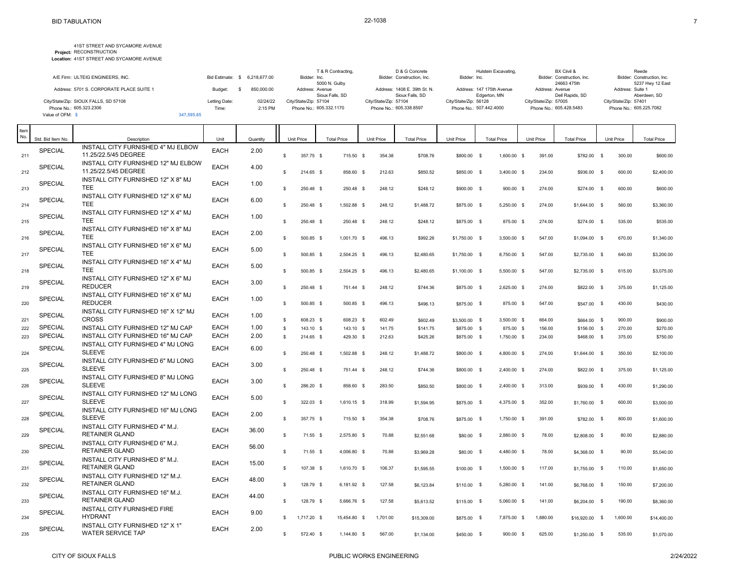BID TABULATION

22-1038

**Project:** 41ST STREET AND SYCAMORE AVENUE RECONSTRUCTION
**Location:** 41ST STREET AND SYCAMORE AVENUE

| | | | |
|---|---|---|---|
| A/E Firm: ULTEIG ENGINEERS, INC. | Bid Estimate: $ 6,218,677.00 | | |
| Address: 5701 S. CORPORATE PLACE SUITE 1 | Budget: $ 850,000.00 | | |
| City/State/Zip: SIOUX FALLS, SD 57108 | Letting Date: 02/24/22 | | |
| Phone No.: 605.323.2306 | Time: 2:15 PM | | |
| Value of OFM: $ 347,595.85 | | | |

| Bidder | Address | City/State/Zip | Phone No. |
|---|---|---|---|
| T & R Contracting, Inc. | 5000 N. Gulby Avenue | Sioux Falls, SD 57104 | 605.332.1170 |
| D & G Concrete Construction, Inc. | 1408 E. 39th St. N. | Sioux Falls, SD 57104 | 605.338.8597 |
| Hulstein Excavating, Inc. | 147 175th Avenue | Edgerton, MN 56128 | 507.442.4000 |
| BX Ciivil & Construction, Inc. | 24663 475th Avenue | Dell Rapids, SD 57005 | 605.428.5483 |
| Reede Construction, Inc. | 5237 Hwy 12 East Suite 1 | Aberdeen, SD 57401 | 605.225.7082 |

| Item No. | Std. Bid Item No. | Description | Unit | Quantity | T & R Unit Price | T & R Total Price | D & G Unit Price | D & G Total Price | Hulstein Unit Price | Hulstein Total Price | BX Unit Price | BX Total Price | Reede Unit Price | Reede Total Price |
|---|---|---|---|---|---|---|---|---|---|---|---|---|---|---|
| 211 | SPECIAL | INSTALL CITY FURNISHED 4" MJ ELBOW 11.25/22.5/45 DEGREE | EACH | 2.00 | $ 357.75 | $ 715.50 | $ 354.38 | $708.76 | $800.00 | $ 1,600.00 | $ 391.00 | $782.00 | $ 300.00 | $600.00 |
| 212 | SPECIAL | INSTALL CITY FURNISHED 12" MJ ELBOW 11.25/22.5/45 DEGREE | EACH | 4.00 | $ 214.65 | $ 858.60 | $ 212.63 | $850.52 | $850.00 | $ 3,400.00 | $ 234.00 | $936.00 | $ 600.00 | $2,400.00 |
| 213 | SPECIAL | INSTALL CITY FURNISHED 12" X 8" MJ TEE | EACH | 1.00 | $ 250.48 | $ 250.48 | $ 248.12 | $248.12 | $900.00 | $ 900.00 | $ 274.00 | $274.00 | $ 600.00 | $600.00 |
| 214 | SPECIAL | INSTALL CITY FURNISHED 12" X 6" MJ TEE | EACH | 6.00 | $ 250.48 | $ 1,502.88 | $ 248.12 | $1,488.72 | $875.00 | $ 5,250.00 | $ 274.00 | $1,644.00 | $ 560.00 | $3,360.00 |
| 215 | SPECIAL | INSTALL CITY FURNISHED 12" X 4" MJ TEE | EACH | 1.00 | $ 250.48 | $ 250.48 | $ 248.12 | $248.12 | $875.00 | $ 875.00 | $ 274.00 | $274.00 | $ 535.00 | $535.00 |
| 216 | SPECIAL | INSTALL CITY FURNISHED 16" X 8" MJ TEE | EACH | 2.00 | $ 500.85 | $ 1,001.70 | $ 496.13 | $992.26 | $1,750.00 | $ 3,500.00 | $ 547.00 | $1,094.00 | $ 670.00 | $1,340.00 |
| 217 | SPECIAL | INSTALL CITY FURNISHED 16" X 6" MJ TEE | EACH | 5.00 | $ 500.85 | $ 2,504.25 | $ 496.13 | $2,480.65 | $1,750.00 | $ 8,750.00 | $ 547.00 | $2,735.00 | $ 640.00 | $3,200.00 |
| 218 | SPECIAL | INSTALL CITY FURNISHED 16" X 4" MJ TEE | EACH | 5.00 | $ 500.85 | $ 2,504.25 | $ 496.13 | $2,480.65 | $1,100.00 | $ 5,500.00 | $ 547.00 | $2,735.00 | $ 615.00 | $3,075.00 |
| 219 | SPECIAL | INSTALL CITY FURNISHED 12" X 6" MJ REDUCER | EACH | 3.00 | $ 250.48 | $ 751.44 | $ 248.12 | $744.36 | $875.00 | $ 2,625.00 | $ 274.00 | $822.00 | $ 375.00 | $1,125.00 |
| 220 | SPECIAL | INSTALL CITY FURNISHED 16" X 6" MJ REDUCER | EACH | 1.00 | $ 500.85 | $ 500.85 | $ 496.13 | $496.13 | $875.00 | $ 875.00 | $ 547.00 | $547.00 | $ 430.00 | $430.00 |
| 221 | SPECIAL | INSTALL CITY FURNISHED 16" X 12" MJ CROSS | EACH | 1.00 | $ 608.23 | $ 608.23 | $ 602.49 | $602.49 | $3,500.00 | $ 3,500.00 | $ 664.00 | $664.00 | $ 900.00 | $900.00 |
| 222 | SPECIAL | INSTALL CITY FURNISHED 12" MJ CAP | EACH | 1.00 | $ 143.10 | $ 143.10 | $ 141.75 | $141.75 | $875.00 | $ 875.00 | $ 156.00 | $156.00 | $ 270.00 | $270.00 |
| 223 | SPECIAL | INSTALL CITY FURNISHED 16" MJ CAP | EACH | 2.00 | $ 214.65 | $ 429.30 | $ 212.63 | $425.26 | $875.00 | $ 1,750.00 | $ 234.00 | $468.00 | $ 375.00 | $750.00 |
| 224 | SPECIAL | INSTALL CITY FURNISHED 4" MJ LONG SLEEVE | EACH | 6.00 | $ 250.48 | $ 1,502.88 | $ 248.12 | $1,488.72 | $800.00 | $ 4,800.00 | $ 274.00 | $1,644.00 | $ 350.00 | $2,100.00 |
| 225 | SPECIAL | INSTALL CITY FURNISHED 6" MJ LONG SLEEVE | EACH | 3.00 | $ 250.48 | $ 751.44 | $ 248.12 | $744.36 | $800.00 | $ 2,400.00 | $ 274.00 | $822.00 | $ 375.00 | $1,125.00 |
| 226 | SPECIAL | INSTALL CITY FURNISHED 8" MJ LONG SLEEVE | EACH | 3.00 | $ 286.20 | $ 858.60 | $ 283.50 | $850.50 | $800.00 | $ 2,400.00 | $ 313.00 | $939.00 | $ 430.00 | $1,290.00 |
| 227 | SPECIAL | INSTALL CITY FURNISHED 12" MJ LONG SLEEVE | EACH | 5.00 | $ 322.03 | $ 1,610.15 | $ 318.99 | $1,594.95 | $875.00 | $ 4,375.00 | $ 352.00 | $1,760.00 | $ 600.00 | $3,000.00 |
| 228 | SPECIAL | INSTALL CITY FURNISHED 16" MJ LONG SLEEVE | EACH | 2.00 | $ 357.75 | $ 715.50 | $ 354.38 | $708.76 | $875.00 | $ 1,750.00 | $ 391.00 | $782.00 | $ 800.00 | $1,600.00 |
| 229 | SPECIAL | INSTALL CITY FURNISHED 4" M.J. RETAINER GLAND | EACH | 36.00 | $ 71.55 | $ 2,575.80 | $ 70.88 | $2,551.68 | $80.00 | $ 2,880.00 | $ 78.00 | $2,808.00 | $ 80.00 | $2,880.00 |
| 230 | SPECIAL | INSTALL CITY FURNISHED 6" M.J. RETAINER GLAND | EACH | 56.00 | $ 71.55 | $ 4,006.80 | $ 70.88 | $3,969.28 | $80.00 | $ 4,480.00 | $ 78.00 | $4,368.00 | $ 90.00 | $5,040.00 |
| 231 | SPECIAL | INSTALL CITY FURNISHED 8" M.J. RETAINER GLAND | EACH | 15.00 | $ 107.38 | $ 1,610.70 | $ 106.37 | $1,595.55 | $100.00 | $ 1,500.00 | $ 117.00 | $1,755.00 | $ 110.00 | $1,650.00 |
| 232 | SPECIAL | INSTALL CITY FURNISHED 12" M.J. RETAINER GLAND | EACH | 48.00 | $ 128.79 | $ 6,181.92 | $ 127.58 | $6,123.84 | $110.00 | $ 5,280.00 | $ 141.00 | $6,768.00 | $ 150.00 | $7,200.00 |
| 233 | SPECIAL | INSTALL CITY FURNISHED 16" M.J. RETAINER GLAND | EACH | 44.00 | $ 128.79 | $ 5,666.76 | $ 127.58 | $5,613.52 | $115.00 | $ 5,060.00 | $ 141.00 | $6,204.00 | $ 190.00 | $8,360.00 |
| 234 | SPECIAL | INSTALL CITY FURNISHED FIRE HYDRANT | EACH | 9.00 | $ 1,717.20 | $ 15,454.80 | $ 1,701.00 | $15,309.00 | $875.00 | $ 7,875.00 | $ 1,880.00 | $16,920.00 | $ 1,600.00 | $14,400.00 |
| 235 | SPECIAL | INSTALL CITY FURNISHED 12" X 1" WATER SERVICE TAP | EACH | 2.00 | $ 572.40 | $ 1,144.80 | $ 567.00 | $1,134.00 | $450.00 | $ 900.00 | $ 625.00 | $1,250.00 | $ 535.00 | $1,070.00 |

CITY OF SIOUX FALLS — PUBLIC WORKS ENGINEERING — 2/24/2022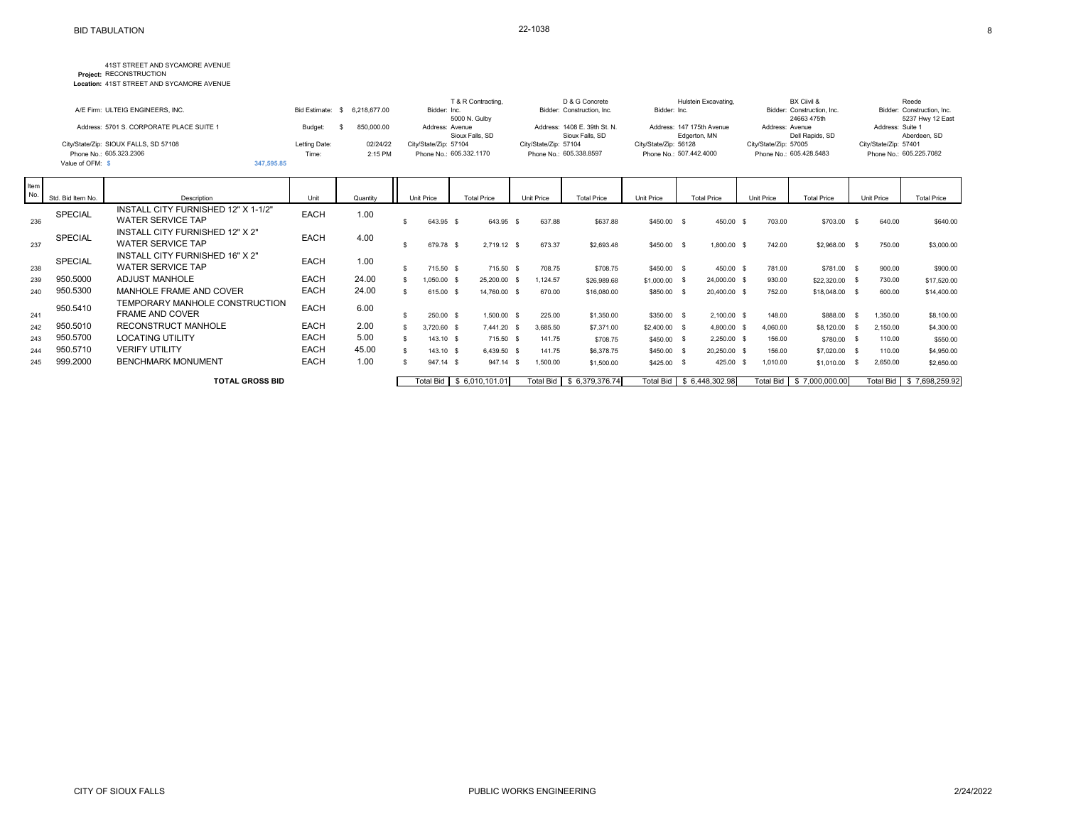BID TABULATION

22-1038

Project: 41ST STREET AND SYCAMORE AVENUE RECONSTRUCTION
Location: 41ST STREET AND SYCAMORE AVENUE

| | | | | | |
|---|---|---|---|---|---|
| A/E Firm: ULTEIG ENGINEERS, INC. | Bid Estimate: $ 6,218,677.00 | Bidder: T & R Contracting, Inc. | Bidder: D & G Concrete Construction, Inc. | Bidder: Hulstein Excavating, Inc. | Bidder: BX Ciivil & Construction, Inc. | Bidder: Reede Construction, Inc. |
| Address: 5701 S. CORPORATE PLACE SUITE 1 | Budget: $ 850,000.00 | Address: 5000 N. Gulby Avenue | Address: 1408 E. 39th St. N. | Address: 147 175th Avenue | Address: 24663 475th Avenue | Address: 5237 Hwy 12 East Suite 1 |
| City/State/Zip: SIOUX FALLS, SD 57108 | Letting Date: 02/24/22 | City/State/Zip: Sioux Falls, SD 57104 | City/State/Zip: Sioux Falls, SD 57104 | City/State/Zip: Edgerton, MN 56128 | City/State/Zip: Dell Rapids, SD 57005 | City/State/Zip: Aberdeen, SD 57401 |
| Phone No.: 605.323.2306 | Time: 2:15 PM | Phone No.: 605.332.1170 | Phone No.: 605.338.8597 | Phone No.: 507.442.4000 | Phone No.: 605.428.5483 | Phone No.: 605.225.7082 |
| Value of OFM: $ 347,595.85 | | | | | | |

| Item No. | Std. Bid Item No. | Description | Unit | Quantity | Unit Price | Total Price | Unit Price | Total Price | Unit Price | Total Price | Unit Price | Total Price | Unit Price | Total Price |
|---|---|---|---|---|---|---|---|---|---|---|---|---|---|---|
| 236 | SPECIAL | INSTALL CITY FURNISHED 12" X 1-1/2" WATER SERVICE TAP | EACH | 1.00 | $ 643.95 | $ 643.95 | $ 637.88 | $637.88 | $450.00 | $ 450.00 | $ 703.00 | $703.00 | $ 640.00 | $640.00 |
| 237 | SPECIAL | INSTALL CITY FURNISHED 12" X 2" WATER SERVICE TAP | EACH | 4.00 | $ 679.78 | $ 2,719.12 | $ 673.37 | $2,693.48 | $450.00 | $ 1,800.00 | $ 742.00 | $2,968.00 | $ 750.00 | $3,000.00 |
| 238 | SPECIAL | INSTALL CITY FURNISHED 16" X 2" WATER SERVICE TAP | EACH | 1.00 | $ 715.50 | $ 715.50 | $ 708.75 | $708.75 | $450.00 | $ 450.00 | $ 781.00 | $781.00 | $ 900.00 | $900.00 |
| 239 | 950.5000 | ADJUST MANHOLE | EACH | 24.00 | $ 1,050.00 | $ 25,200.00 | $ 1,124.57 | $26,989.68 | $1,000.00 | $ 24,000.00 | $ 930.00 | $22,320.00 | $ 730.00 | $17,520.00 |
| 240 | 950.5300 | MANHOLE FRAME AND COVER | EACH | 24.00 | $ 615.00 | $ 14,760.00 | $ 670.00 | $16,080.00 | $850.00 | $ 20,400.00 | $ 752.00 | $18,048.00 | $ 600.00 | $14,400.00 |
| 241 | 950.5410 | TEMPORARY MANHOLE CONSTRUCTION FRAME AND COVER | EACH | 6.00 | $ 250.00 | $ 1,500.00 | $ 225.00 | $1,350.00 | $350.00 | $ 2,100.00 | $ 148.00 | $888.00 | $ 1,350.00 | $8,100.00 |
| 242 | 950.5010 | RECONSTRUCT MANHOLE | EACH | 2.00 | $ 3,720.60 | $ 7,441.20 | $ 3,685.50 | $7,371.00 | $2,400.00 | $ 4,800.00 | $ 4,060.00 | $8,120.00 | $ 2,150.00 | $4,300.00 |
| 243 | 950.5700 | LOCATING UTILITY | EACH | 5.00 | $ 143.10 | $ 715.50 | $ 141.75 | $708.75 | $450.00 | $ 2,250.00 | $ 156.00 | $780.00 | $ 110.00 | $550.00 |
| 244 | 950.5710 | VERIFY UTILITY | EACH | 45.00 | $ 143.10 | $ 6,439.50 | $ 141.75 | $6,378.75 | $450.00 | $ 20,250.00 | $ 156.00 | $7,020.00 | $ 110.00 | $4,950.00 |
| 245 | 999.2000 | BENCHMARK MONUMENT | EACH | 1.00 | $ 947.14 | $ 947.14 | $ 1,500.00 | $1,500.00 | $425.00 | $ 425.00 | $ 1,010.00 | $1,010.00 | $ 2,650.00 | $2,650.00 |
| | | **TOTAL GROSS BID** | | | Total Bid | $ 6,010,101.01 | Total Bid | $ 6,379,376.74 | Total Bid | $ 6,448,302.98 | Total Bid | $ 7,000,000.00 | Total Bid | $ 7,698,259.92 |

CITY OF SIOUX FALLS — PUBLIC WORKS ENGINEERING — 2/24/2022